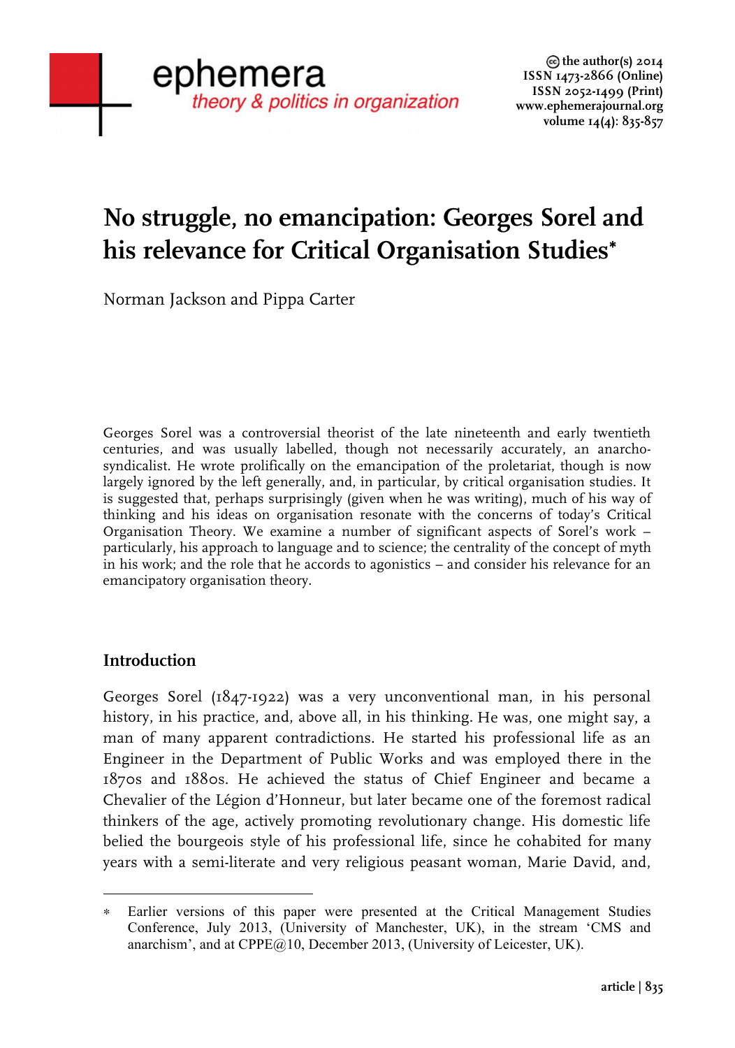# No struggle, no emancipation: Georges Sorel and his relevance for Critical Organisation Studies*

Norman Jackson and Pippa Carter

Georges Sorel was a controversial theorist of the late nineteenth and early twentieth centuries, and was usually labelled, though not necessarily accurately, an anarcho-syndicalist. He wrote prolifically on the emancipation of the proletariat, though is now largely ignored by the left generally, and, in particular, by critical organisation studies. It is suggested that, perhaps surprisingly (given when he was writing), much of his way of thinking and his ideas on organisation resonate with the concerns of today's Critical Organisation Theory. We examine a number of significant aspects of Sorel's work – particularly, his approach to language and to science; the centrality of the concept of myth in his work; and the role that he accords to agonistics – and consider his relevance for an emancipatory organisation theory.

## Introduction

Georges Sorel (1847-1922) was a very unconventional man, in his personal history, in his practice, and, above all, in his thinking. He was, one might say, a man of many apparent contradictions. He started his professional life as an Engineer in the Department of Public Works and was employed there in the 1870s and 1880s. He achieved the status of Chief Engineer and became a Chevalier of the Légion d'Honneur, but later became one of the foremost radical thinkers of the age, actively promoting revolutionary change. His domestic life belied the bourgeois style of his professional life, since he cohabited for many years with a semi-literate and very religious peasant woman, Marie David, and,

---

* Earlier versions of this paper were presented at the Critical Management Studies Conference, July 2013, (University of Manchester, UK), in the stream 'CMS and anarchism', and at CPPE@10, December 2013, (University of Leicester, UK).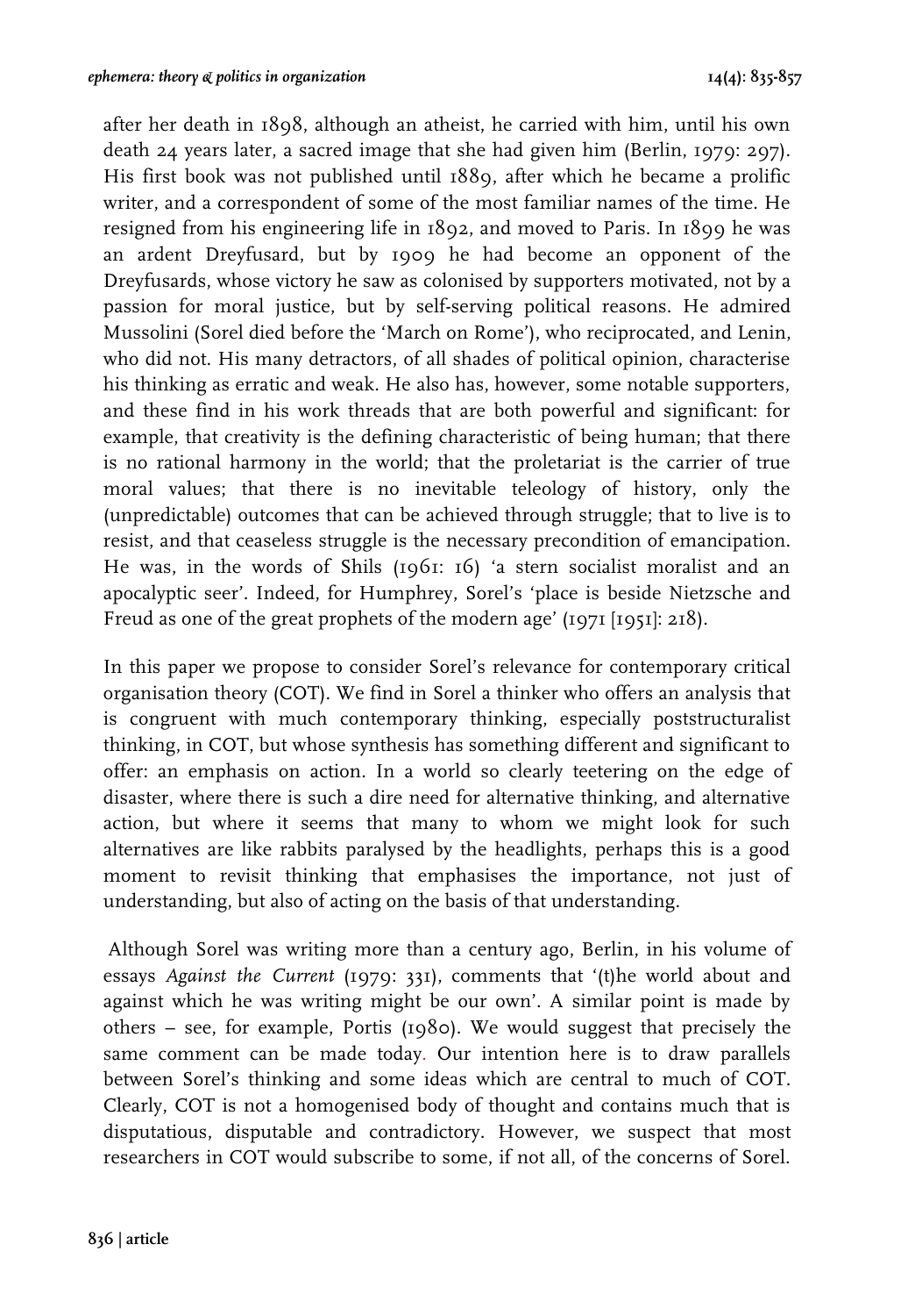after her death in 1898, although an atheist, he carried with him, until his own death 24 years later, a sacred image that she had given him (Berlin, 1979: 297). His first book was not published until 1889, after which he became a prolific writer, and a correspondent of some of the most familiar names of the time. He resigned from his engineering life in 1892, and moved to Paris. In 1899 he was an ardent Dreyfusard, but by 1909 he had become an opponent of the Dreyfusards, whose victory he saw as colonised by supporters motivated, not by a passion for moral justice, but by self-serving political reasons. He admired Mussolini (Sorel died before the 'March on Rome'), who reciprocated, and Lenin, who did not. His many detractors, of all shades of political opinion, characterise his thinking as erratic and weak. He also has, however, some notable supporters, and these find in his work threads that are both powerful and significant: for example, that creativity is the defining characteristic of being human; that there is no rational harmony in the world; that the proletariat is the carrier of true moral values; that there is no inevitable teleology of history, only the (unpredictable) outcomes that can be achieved through struggle; that to live is to resist, and that ceaseless struggle is the necessary precondition of emancipation. He was, in the words of Shils (1961: 16) 'a stern socialist moralist and an apocalyptic seer'. Indeed, for Humphrey, Sorel's 'place is beside Nietzsche and Freud as one of the great prophets of the modern age' (1971 [1951]: 218).

In this paper we propose to consider Sorel's relevance for contemporary critical organisation theory (COT). We find in Sorel a thinker who offers an analysis that is congruent with much contemporary thinking, especially poststructuralist thinking, in COT, but whose synthesis has something different and significant to offer: an emphasis on action. In a world so clearly teetering on the edge of disaster, where there is such a dire need for alternative thinking, and alternative action, but where it seems that many to whom we might look for such alternatives are like rabbits paralysed by the headlights, perhaps this is a good moment to revisit thinking that emphasises the importance, not just of understanding, but also of acting on the basis of that understanding.

Although Sorel was writing more than a century ago, Berlin, in his volume of essays *Against the Current* (1979: 331), comments that '(t)he world about and against which he was writing might be our own'. A similar point is made by others – see, for example, Portis (1980). We would suggest that precisely the same comment can be made today. Our intention here is to draw parallels between Sorel's thinking and some ideas which are central to much of COT. Clearly, COT is not a homogenised body of thought and contains much that is disputatious, disputable and contradictory. However, we suspect that most researchers in COT would subscribe to some, if not all, of the concerns of Sorel.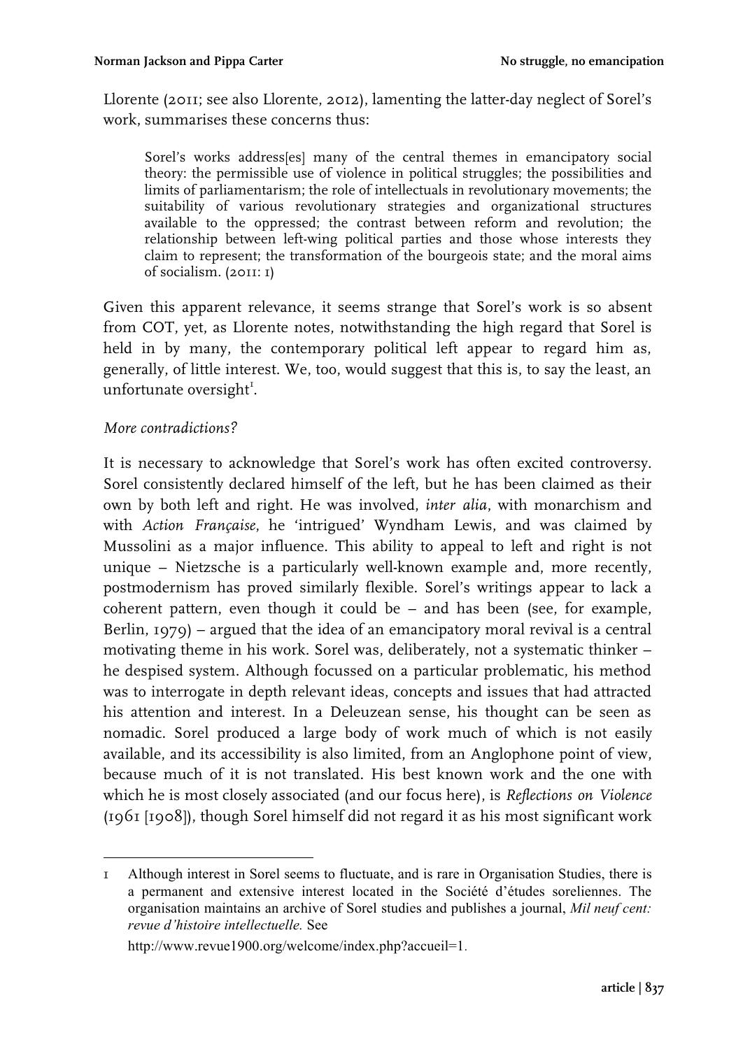Llorente (2011; see also Llorente, 2012), lamenting the latter-day neglect of Sorel's work, summarises these concerns thus:

> Sorel's works address[es] many of the central themes in emancipatory social theory: the permissible use of violence in political struggles; the possibilities and limits of parliamentarism; the role of intellectuals in revolutionary movements; the suitability of various revolutionary strategies and organizational structures available to the oppressed; the contrast between reform and revolution; the relationship between left-wing political parties and those whose interests they claim to represent; the transformation of the bourgeois state; and the moral aims of socialism. (2011: 1)

Given this apparent relevance, it seems strange that Sorel's work is so absent from COT, yet, as Llorente notes, notwithstanding the high regard that Sorel is held in by many, the contemporary political left appear to regard him as, generally, of little interest. We, too, would suggest that this is, to say the least, an unfortunate oversight[1].

*More contradictions?*

It is necessary to acknowledge that Sorel's work has often excited controversy. Sorel consistently declared himself of the left, but he has been claimed as their own by both left and right. He was involved, *inter alia*, with monarchism and with *Action Française*, he 'intrigued' Wyndham Lewis, and was claimed by Mussolini as a major influence. This ability to appeal to left and right is not unique – Nietzsche is a particularly well-known example and, more recently, postmodernism has proved similarly flexible. Sorel's writings appear to lack a coherent pattern, even though it could be – and has been (see, for example, Berlin, 1979) – argued that the idea of an emancipatory moral revival is a central motivating theme in his work. Sorel was, deliberately, not a systematic thinker – he despised system. Although focussed on a particular problematic, his method was to interrogate in depth relevant ideas, concepts and issues that had attracted his attention and interest. In a Deleuzean sense, his thought can be seen as nomadic. Sorel produced a large body of work much of which is not easily available, and its accessibility is also limited, from an Anglophone point of view, because much of it is not translated. His best known work and the one with which he is most closely associated (and our focus here), is *Reflections on Violence* (1961 [1908]), though Sorel himself did not regard it as his most significant work

---

1 Although interest in Sorel seems to fluctuate, and is rare in Organisation Studies, there is a permanent and extensive interest located in the Société d'études soreliennes. The organisation maintains an archive of Sorel studies and publishes a journal, *Mil neuf cent: revue d'histoire intellectuelle.* See

http://www.revue1900.org/welcome/index.php?accueil=1.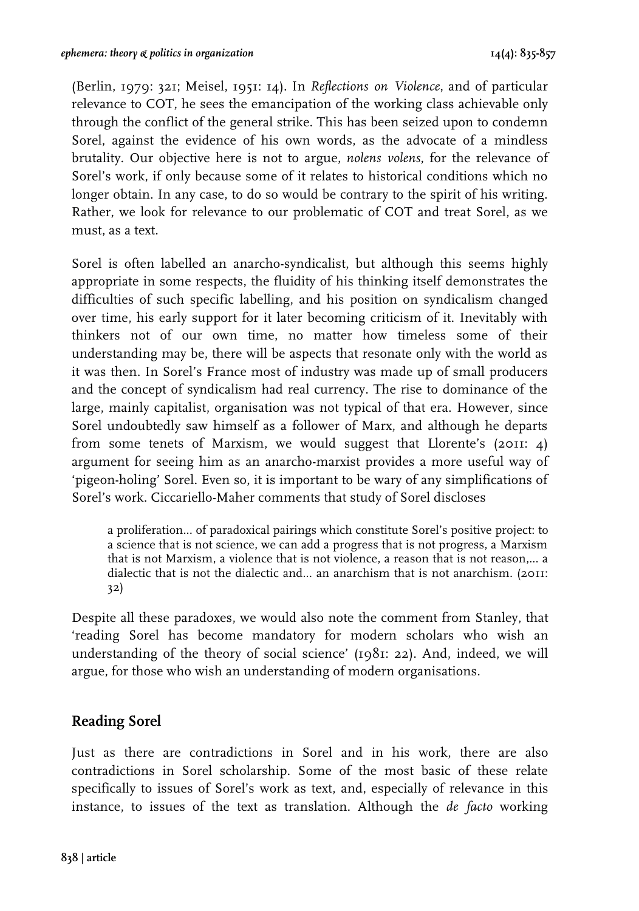(Berlin, 1979: 321; Meisel, 1951: 14). In *Reflections on Violence*, and of particular relevance to COT, he sees the emancipation of the working class achievable only through the conflict of the general strike. This has been seized upon to condemn Sorel, against the evidence of his own words, as the advocate of a mindless brutality. Our objective here is not to argue, *nolens volens*, for the relevance of Sorel's work, if only because some of it relates to historical conditions which no longer obtain. In any case, to do so would be contrary to the spirit of his writing. Rather, we look for relevance to our problematic of COT and treat Sorel, as we must, as a text.

Sorel is often labelled an anarcho-syndicalist, but although this seems highly appropriate in some respects, the fluidity of his thinking itself demonstrates the difficulties of such specific labelling, and his position on syndicalism changed over time, his early support for it later becoming criticism of it. Inevitably with thinkers not of our own time, no matter how timeless some of their understanding may be, there will be aspects that resonate only with the world as it was then. In Sorel's France most of industry was made up of small producers and the concept of syndicalism had real currency. The rise to dominance of the large, mainly capitalist, organisation was not typical of that era. However, since Sorel undoubtedly saw himself as a follower of Marx, and although he departs from some tenets of Marxism, we would suggest that Llorente's (2011: 4) argument for seeing him as an anarcho-marxist provides a more useful way of 'pigeon-holing' Sorel. Even so, it is important to be wary of any simplifications of Sorel's work. Ciccariello-Maher comments that study of Sorel discloses

> a proliferation... of paradoxical pairings which constitute Sorel's positive project: to a science that is not science, we can add a progress that is not progress, a Marxism that is not Marxism, a violence that is not violence, a reason that is not reason,... a dialectic that is not the dialectic and... an anarchism that is not anarchism. (2011: 32)

Despite all these paradoxes, we would also note the comment from Stanley, that 'reading Sorel has become mandatory for modern scholars who wish an understanding of the theory of social science' (1981: 22). And, indeed, we will argue, for those who wish an understanding of modern organisations.

## Reading Sorel

Just as there are contradictions in Sorel and in his work, there are also contradictions in Sorel scholarship. Some of the most basic of these relate specifically to issues of Sorel's work as text, and, especially of relevance in this instance, to issues of the text as translation. Although the *de facto* working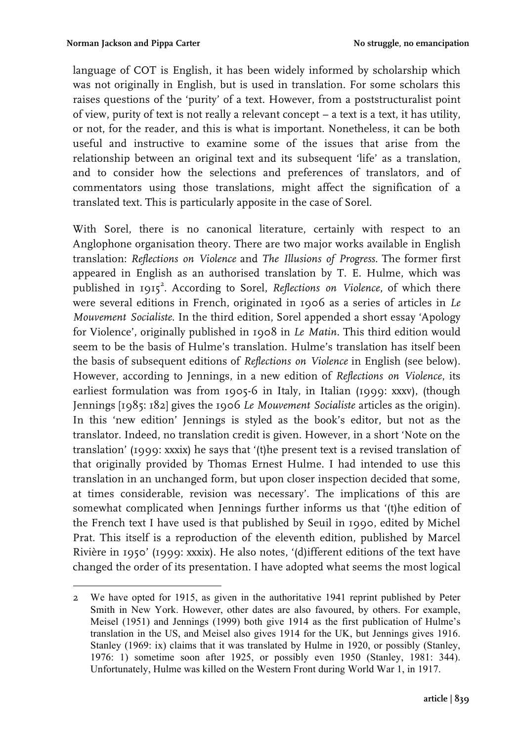language of COT is English, it has been widely informed by scholarship which was not originally in English, but is used in translation. For some scholars this raises questions of the 'purity' of a text. However, from a poststructuralist point of view, purity of text is not really a relevant concept – a text is a text, it has utility, or not, for the reader, and this is what is important. Nonetheless, it can be both useful and instructive to examine some of the issues that arise from the relationship between an original text and its subsequent 'life' as a translation, and to consider how the selections and preferences of translators, and of commentators using those translations, might affect the signification of a translated text. This is particularly apposite in the case of Sorel.

With Sorel, there is no canonical literature, certainly with respect to an Anglophone organisation theory. There are two major works available in English translation: *Reflections on Violence* and *The Illusions of Progress*. The former first appeared in English as an authorised translation by T. E. Hulme, which was published in 1915[2]. According to Sorel, *Reflections on Violence*, of which there were several editions in French, originated in 1906 as a series of articles in *Le Mouvement Socialiste*. In the third edition, Sorel appended a short essay 'Apology for Violence', originally published in 1908 in *Le Matin*. This third edition would seem to be the basis of Hulme's translation. Hulme's translation has itself been the basis of subsequent editions of *Reflections on Violence* in English (see below). However, according to Jennings, in a new edition of *Reflections on Violence*, its earliest formulation was from 1905-6 in Italy, in Italian (1999: xxxv), (though Jennings [1985: 182] gives the 1906 *Le Mouvement Socialiste* articles as the origin). In this 'new edition' Jennings is styled as the book's editor, but not as the translator. Indeed, no translation credit is given. However, in a short 'Note on the translation' (1999: xxxix) he says that '(t)he present text is a revised translation of that originally provided by Thomas Ernest Hulme. I had intended to use this translation in an unchanged form, but upon closer inspection decided that some, at times considerable, revision was necessary'. The implications of this are somewhat complicated when Jennings further informs us that '(t)he edition of the French text I have used is that published by Seuil in 1990, edited by Michel Prat. This itself is a reproduction of the eleventh edition, published by Marcel Rivière in 1950' (1999: xxxix). He also notes, '(d)ifferent editions of the text have changed the order of its presentation. I have adopted what seems the most logical

---

2 We have opted for 1915, as given in the authoritative 1941 reprint published by Peter Smith in New York. However, other dates are also favoured, by others. For example, Meisel (1951) and Jennings (1999) both give 1914 as the first publication of Hulme's translation in the US, and Meisel also gives 1914 for the UK, but Jennings gives 1916. Stanley (1969: ix) claims that it was translated by Hulme in 1920, or possibly (Stanley, 1976: 1) sometime soon after 1925, or possibly even 1950 (Stanley, 1981: 344). Unfortunately, Hulme was killed on the Western Front during World War 1, in 1917.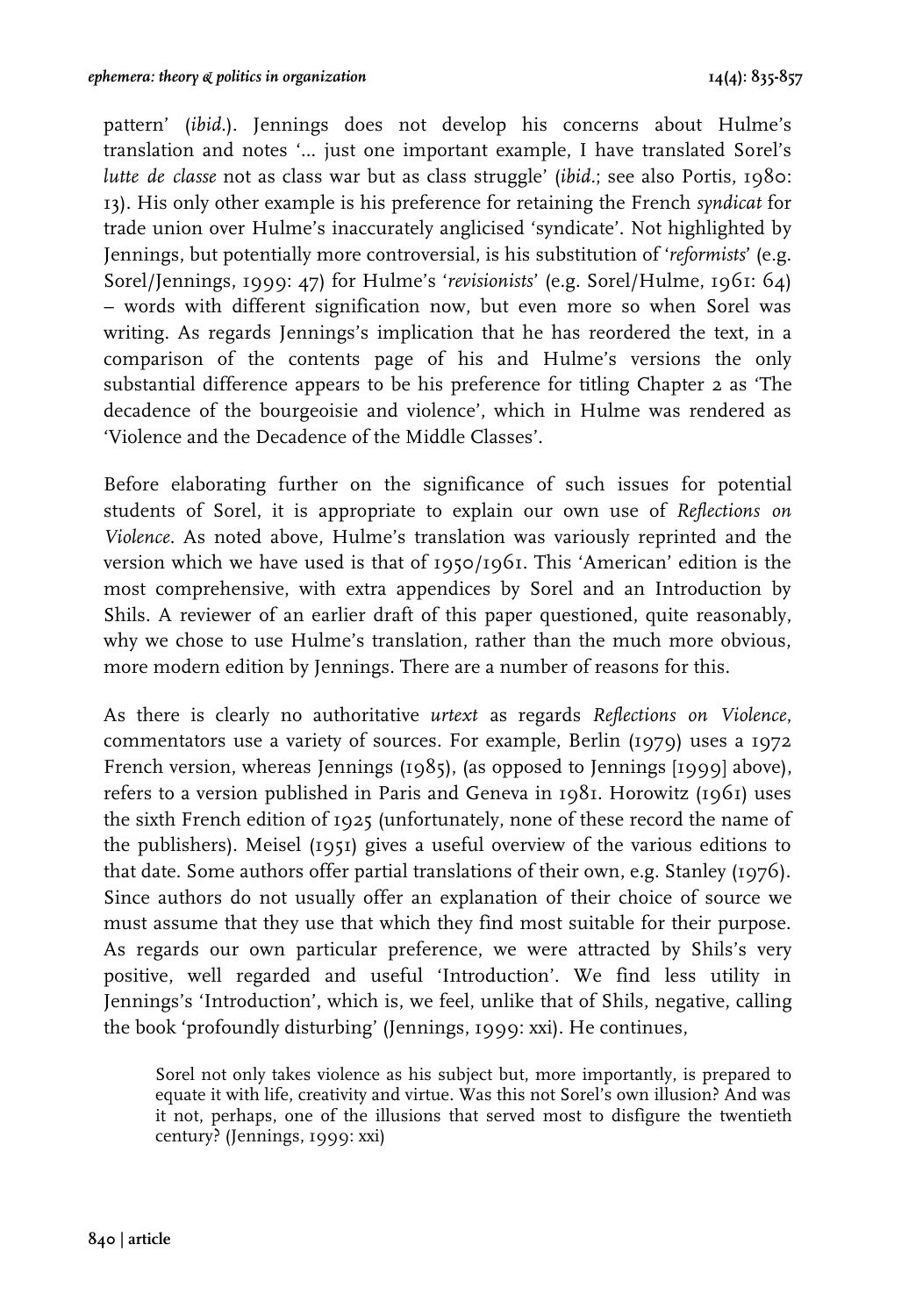pattern' (*ibid.*). Jennings does not develop his concerns about Hulme's translation and notes '... just one important example, I have translated Sorel's *lutte de classe* not as class war but as class struggle' (*ibid.*; see also Portis, 1980: 13). His only other example is his preference for retaining the French *syndicat* for trade union over Hulme's inaccurately anglicised 'syndicate'. Not highlighted by Jennings, but potentially more controversial, is his substitution of '*reformists*' (e.g. Sorel/Jennings, 1999: 47) for Hulme's '*revisionists*' (e.g. Sorel/Hulme, 1961: 64) – words with different signification now, but even more so when Sorel was writing. As regards Jennings's implication that he has reordered the text, in a comparison of the contents page of his and Hulme's versions the only substantial difference appears to be his preference for titling Chapter 2 as 'The decadence of the bourgeoisie and violence', which in Hulme was rendered as 'Violence and the Decadence of the Middle Classes'.

Before elaborating further on the significance of such issues for potential students of Sorel, it is appropriate to explain our own use of *Reflections on Violence*. As noted above, Hulme's translation was variously reprinted and the version which we have used is that of 1950/1961. This 'American' edition is the most comprehensive, with extra appendices by Sorel and an Introduction by Shils. A reviewer of an earlier draft of this paper questioned, quite reasonably, why we chose to use Hulme's translation, rather than the much more obvious, more modern edition by Jennings. There are a number of reasons for this.

As there is clearly no authoritative *urtext* as regards *Reflections on Violence*, commentators use a variety of sources. For example, Berlin (1979) uses a 1972 French version, whereas Jennings (1985), (as opposed to Jennings [1999] above), refers to a version published in Paris and Geneva in 1981. Horowitz (1961) uses the sixth French edition of 1925 (unfortunately, none of these record the name of the publishers). Meisel (1951) gives a useful overview of the various editions to that date. Some authors offer partial translations of their own, e.g. Stanley (1976). Since authors do not usually offer an explanation of their choice of source we must assume that they use that which they find most suitable for their purpose. As regards our own particular preference, we were attracted by Shils's very positive, well regarded and useful 'Introduction'. We find less utility in Jennings's 'Introduction', which is, we feel, unlike that of Shils, negative, calling the book 'profoundly disturbing' (Jennings, 1999: xxi). He continues,

> Sorel not only takes violence as his subject but, more importantly, is prepared to equate it with life, creativity and virtue. Was this not Sorel's own illusion? And was it not, perhaps, one of the illusions that served most to disfigure the twentieth century? (Jennings, 1999: xxi)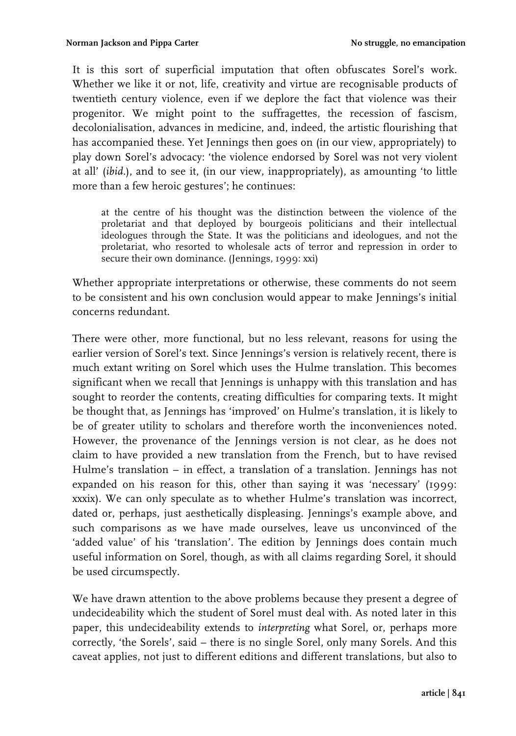It is this sort of superficial imputation that often obfuscates Sorel's work. Whether we like it or not, life, creativity and virtue are recognisable products of twentieth century violence, even if we deplore the fact that violence was their progenitor. We might point to the suffragettes, the recession of fascism, decolonialisation, advances in medicine, and, indeed, the artistic flourishing that has accompanied these. Yet Jennings then goes on (in our view, appropriately) to play down Sorel's advocacy: 'the violence endorsed by Sorel was not very violent at all' (*ibid.*), and to see it, (in our view, inappropriately), as amounting 'to little more than a few heroic gestures'; he continues:

> at the centre of his thought was the distinction between the violence of the proletariat and that deployed by bourgeois politicians and their intellectual ideologues through the State. It was the politicians and ideologues, and not the proletariat, who resorted to wholesale acts of terror and repression in order to secure their own dominance. (Jennings, 1999: xxi)

Whether appropriate interpretations or otherwise, these comments do not seem to be consistent and his own conclusion would appear to make Jennings's initial concerns redundant.

There were other, more functional, but no less relevant, reasons for using the earlier version of Sorel's text. Since Jennings's version is relatively recent, there is much extant writing on Sorel which uses the Hulme translation. This becomes significant when we recall that Jennings is unhappy with this translation and has sought to reorder the contents, creating difficulties for comparing texts. It might be thought that, as Jennings has 'improved' on Hulme's translation, it is likely to be of greater utility to scholars and therefore worth the inconveniences noted. However, the provenance of the Jennings version is not clear, as he does not claim to have provided a new translation from the French, but to have revised Hulme's translation – in effect, a translation of a translation. Jennings has not expanded on his reason for this, other than saying it was 'necessary' (1999: xxxix). We can only speculate as to whether Hulme's translation was incorrect, dated or, perhaps, just aesthetically displeasing. Jennings's example above, and such comparisons as we have made ourselves, leave us unconvinced of the 'added value' of his 'translation'. The edition by Jennings does contain much useful information on Sorel, though, as with all claims regarding Sorel, it should be used circumspectly.

We have drawn attention to the above problems because they present a degree of undecideability which the student of Sorel must deal with. As noted later in this paper, this undecideability extends to *interpreting* what Sorel, or, perhaps more correctly, 'the Sorels', said – there is no single Sorel, only many Sorels. And this caveat applies, not just to different editions and different translations, but also to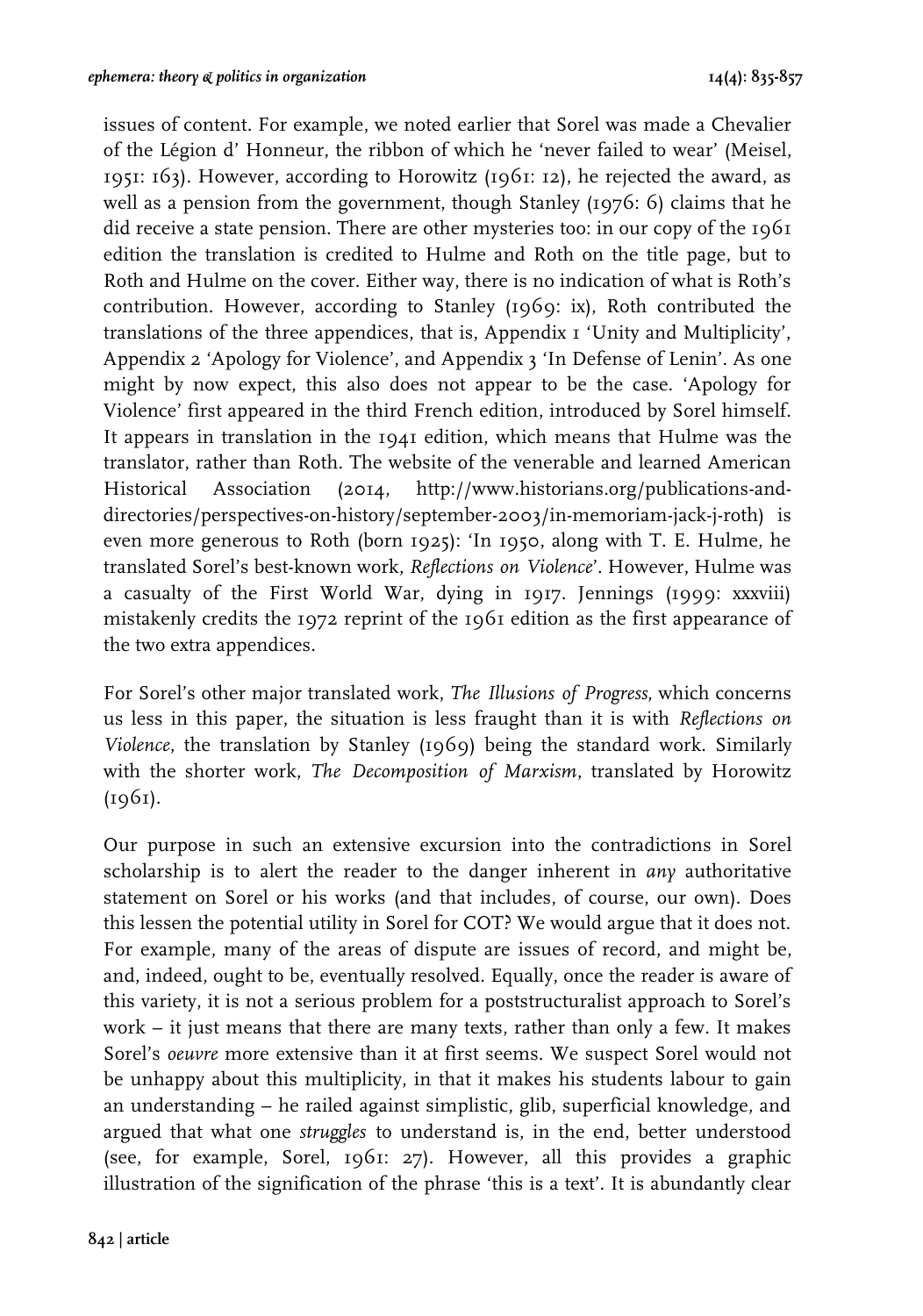issues of content. For example, we noted earlier that Sorel was made a Chevalier of the Légion d' Honneur, the ribbon of which he 'never failed to wear' (Meisel, 1951: 163). However, according to Horowitz (1961: 12), he rejected the award, as well as a pension from the government, though Stanley (1976: 6) claims that he did receive a state pension. There are other mysteries too: in our copy of the 1961 edition the translation is credited to Hulme and Roth on the title page, but to Roth and Hulme on the cover. Either way, there is no indication of what is Roth's contribution. However, according to Stanley (1969: ix), Roth contributed the translations of the three appendices, that is, Appendix 1 'Unity and Multiplicity', Appendix 2 'Apology for Violence', and Appendix 3 'In Defense of Lenin'. As one might by now expect, this also does not appear to be the case. 'Apology for Violence' first appeared in the third French edition, introduced by Sorel himself. It appears in translation in the 1941 edition, which means that Hulme was the translator, rather than Roth. The website of the venerable and learned American Historical Association (2014, http://www.historians.org/publications-and-directories/perspectives-on-history/september-2003/in-memoriam-jack-j-roth) is even more generous to Roth (born 1925): 'In 1950, along with T. E. Hulme, he translated Sorel's best-known work, *Reflections on Violence*'. However, Hulme was a casualty of the First World War, dying in 1917. Jennings (1999: xxxviii) mistakenly credits the 1972 reprint of the 1961 edition as the first appearance of the two extra appendices.

For Sorel's other major translated work, *The Illusions of Progress*, which concerns us less in this paper, the situation is less fraught than it is with *Reflections on Violence*, the translation by Stanley (1969) being the standard work. Similarly with the shorter work, *The Decomposition of Marxism*, translated by Horowitz (1961).

Our purpose in such an extensive excursion into the contradictions in Sorel scholarship is to alert the reader to the danger inherent in *any* authoritative statement on Sorel or his works (and that includes, of course, our own). Does this lessen the potential utility in Sorel for COT? We would argue that it does not. For example, many of the areas of dispute are issues of record, and might be, and, indeed, ought to be, eventually resolved. Equally, once the reader is aware of this variety, it is not a serious problem for a poststructuralist approach to Sorel's work – it just means that there are many texts, rather than only a few. It makes Sorel's *oeuvre* more extensive than it at first seems. We suspect Sorel would not be unhappy about this multiplicity, in that it makes his students labour to gain an understanding – he railed against simplistic, glib, superficial knowledge, and argued that what one *struggles* to understand is, in the end, better understood (see, for example, Sorel, 1961: 27). However, all this provides a graphic illustration of the signification of the phrase 'this is a text'. It is abundantly clear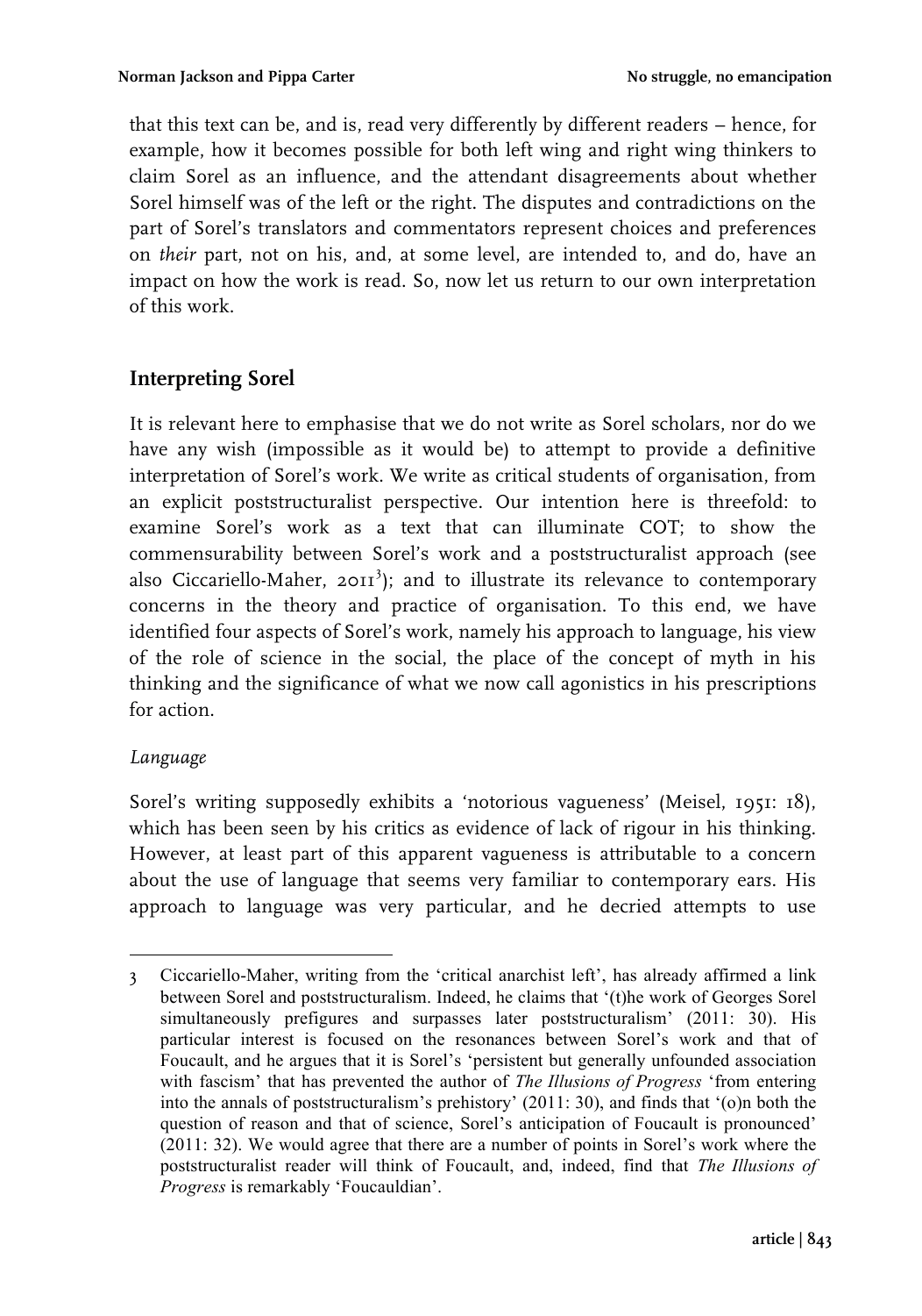that this text can be, and is, read very differently by different readers – hence, for example, how it becomes possible for both left wing and right wing thinkers to claim Sorel as an influence, and the attendant disagreements about whether Sorel himself was of the left or the right. The disputes and contradictions on the part of Sorel's translators and commentators represent choices and preferences on *their* part, not on his, and, at some level, are intended to, and do, have an impact on how the work is read. So, now let us return to our own interpretation of this work.

## Interpreting Sorel

It is relevant here to emphasise that we do not write as Sorel scholars, nor do we have any wish (impossible as it would be) to attempt to provide a definitive interpretation of Sorel's work. We write as critical students of organisation, from an explicit poststructuralist perspective. Our intention here is threefold: to examine Sorel's work as a text that can illuminate COT; to show the commensurability between Sorel's work and a poststructuralist approach (see also Ciccariello-Maher, 2011[3]); and to illustrate its relevance to contemporary concerns in the theory and practice of organisation. To this end, we have identified four aspects of Sorel's work, namely his approach to language, his view of the role of science in the social, the place of the concept of myth in his thinking and the significance of what we now call agonistics in his prescriptions for action.

### *Language*

Sorel's writing supposedly exhibits a 'notorious vagueness' (Meisel, 1951: 18), which has been seen by his critics as evidence of lack of rigour in his thinking. However, at least part of this apparent vagueness is attributable to a concern about the use of language that seems very familiar to contemporary ears. His approach to language was very particular, and he decried attempts to use

---

3 Ciccariello-Maher, writing from the 'critical anarchist left', has already affirmed a link between Sorel and poststructuralism. Indeed, he claims that '(t)he work of Georges Sorel simultaneously prefigures and surpasses later poststructuralism' (2011: 30). His particular interest is focused on the resonances between Sorel's work and that of Foucault, and he argues that it is Sorel's 'persistent but generally unfounded association with fascism' that has prevented the author of *The Illusions of Progress* 'from entering into the annals of poststructuralism's prehistory' (2011: 30), and finds that '(o)n both the question of reason and that of science, Sorel's anticipation of Foucault is pronounced' (2011: 32). We would agree that there are a number of points in Sorel's work where the poststructuralist reader will think of Foucault, and, indeed, find that *The Illusions of Progress* is remarkably 'Foucauldian'.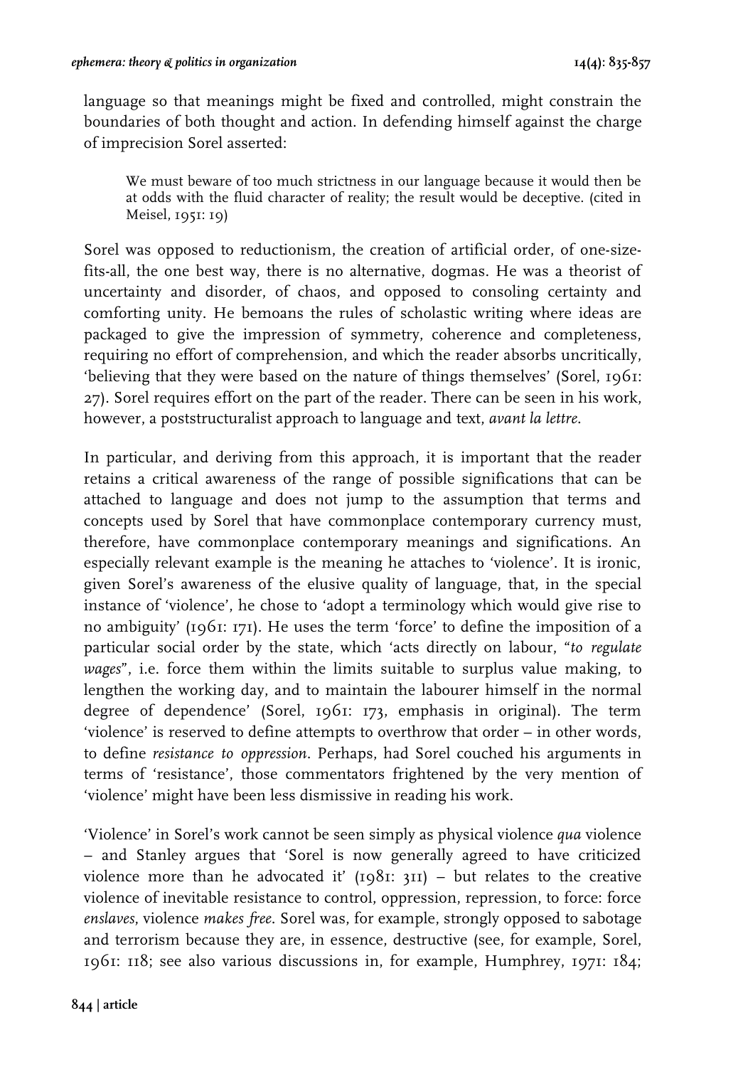language so that meanings might be fixed and controlled, might constrain the boundaries of both thought and action. In defending himself against the charge of imprecision Sorel asserted:

> We must beware of too much strictness in our language because it would then be at odds with the fluid character of reality; the result would be deceptive. (cited in Meisel, 1951: 19)

Sorel was opposed to reductionism, the creation of artificial order, of one-size-fits-all, the one best way, there is no alternative, dogmas. He was a theorist of uncertainty and disorder, of chaos, and opposed to consoling certainty and comforting unity. He bemoans the rules of scholastic writing where ideas are packaged to give the impression of symmetry, coherence and completeness, requiring no effort of comprehension, and which the reader absorbs uncritically, 'believing that they were based on the nature of things themselves' (Sorel, 1961: 27). Sorel requires effort on the part of the reader. There can be seen in his work, however, a poststructuralist approach to language and text, *avant la lettre*.

In particular, and deriving from this approach, it is important that the reader retains a critical awareness of the range of possible significations that can be attached to language and does not jump to the assumption that terms and concepts used by Sorel that have commonplace contemporary currency must, therefore, have commonplace contemporary meanings and significations. An especially relevant example is the meaning he attaches to 'violence'. It is ironic, given Sorel's awareness of the elusive quality of language, that, in the special instance of 'violence', he chose to 'adopt a terminology which would give rise to no ambiguity' (1961: 171). He uses the term 'force' to define the imposition of a particular social order by the state, which 'acts directly on labour, "*to regulate wages*", i.e. force them within the limits suitable to surplus value making, to lengthen the working day, and to maintain the labourer himself in the normal degree of dependence' (Sorel, 1961: 173, emphasis in original). The term 'violence' is reserved to define attempts to overthrow that order – in other words, to define *resistance to oppression*. Perhaps, had Sorel couched his arguments in terms of 'resistance', those commentators frightened by the very mention of 'violence' might have been less dismissive in reading his work.

'Violence' in Sorel's work cannot be seen simply as physical violence *qua* violence – and Stanley argues that 'Sorel is now generally agreed to have criticized violence more than he advocated it' (1981: 311) – but relates to the creative violence of inevitable resistance to control, oppression, repression, to force: force *enslaves*, violence *makes free*. Sorel was, for example, strongly opposed to sabotage and terrorism because they are, in essence, destructive (see, for example, Sorel, 1961: 118; see also various discussions in, for example, Humphrey, 1971: 184;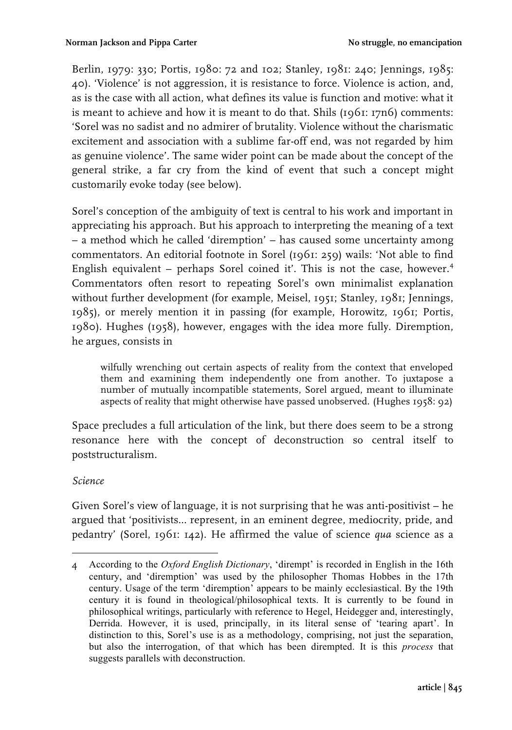Berlin, 1979: 330; Portis, 1980: 72 and 102; Stanley, 1981: 240; Jennings, 1985: 40). 'Violence' is not aggression, it is resistance to force. Violence is action, and, as is the case with all action, what defines its value is function and motive: what it is meant to achieve and how it is meant to do that. Shils (1961: 17n6) comments: 'Sorel was no sadist and no admirer of brutality. Violence without the charismatic excitement and association with a sublime far-off end, was not regarded by him as genuine violence'. The same wider point can be made about the concept of the general strike, a far cry from the kind of event that such a concept might customarily evoke today (see below).

Sorel's conception of the ambiguity of text is central to his work and important in appreciating his approach. But his approach to interpreting the meaning of a text – a method which he called 'diremption' – has caused some uncertainty among commentators. An editorial footnote in Sorel (1961: 259) wails: 'Not able to find English equivalent – perhaps Sorel coined it'. This is not the case, however.[4] Commentators often resort to repeating Sorel's own minimalist explanation without further development (for example, Meisel, 1951; Stanley, 1981; Jennings, 1985), or merely mention it in passing (for example, Horowitz, 1961; Portis, 1980). Hughes (1958), however, engages with the idea more fully. Diremption, he argues, consists in

> wilfully wrenching out certain aspects of reality from the context that enveloped them and examining them independently one from another. To juxtapose a number of mutually incompatible statements, Sorel argued, meant to illuminate aspects of reality that might otherwise have passed unobserved. (Hughes 1958: 92)

Space precludes a full articulation of the link, but there does seem to be a strong resonance here with the concept of deconstruction so central itself to poststructuralism.

*Science*

Given Sorel's view of language, it is not surprising that he was anti-positivist – he argued that 'positivists... represent, in an eminent degree, mediocrity, pride, and pedantry' (Sorel, 1961: 142). He affirmed the value of science *qua* science as a

---

4 According to the *Oxford English Dictionary*, 'dirempt' is recorded in English in the 16th century, and 'diremption' was used by the philosopher Thomas Hobbes in the 17th century. Usage of the term 'diremption' appears to be mainly ecclesiastical. By the 19th century it is found in theological/philosophical texts. It is currently to be found in philosophical writings, particularly with reference to Hegel, Heidegger and, interestingly, Derrida. However, it is used, principally, in its literal sense of 'tearing apart'. In distinction to this, Sorel's use is as a methodology, comprising, not just the separation, but also the interrogation, of that which has been dirempted. It is this *process* that suggests parallels with deconstruction.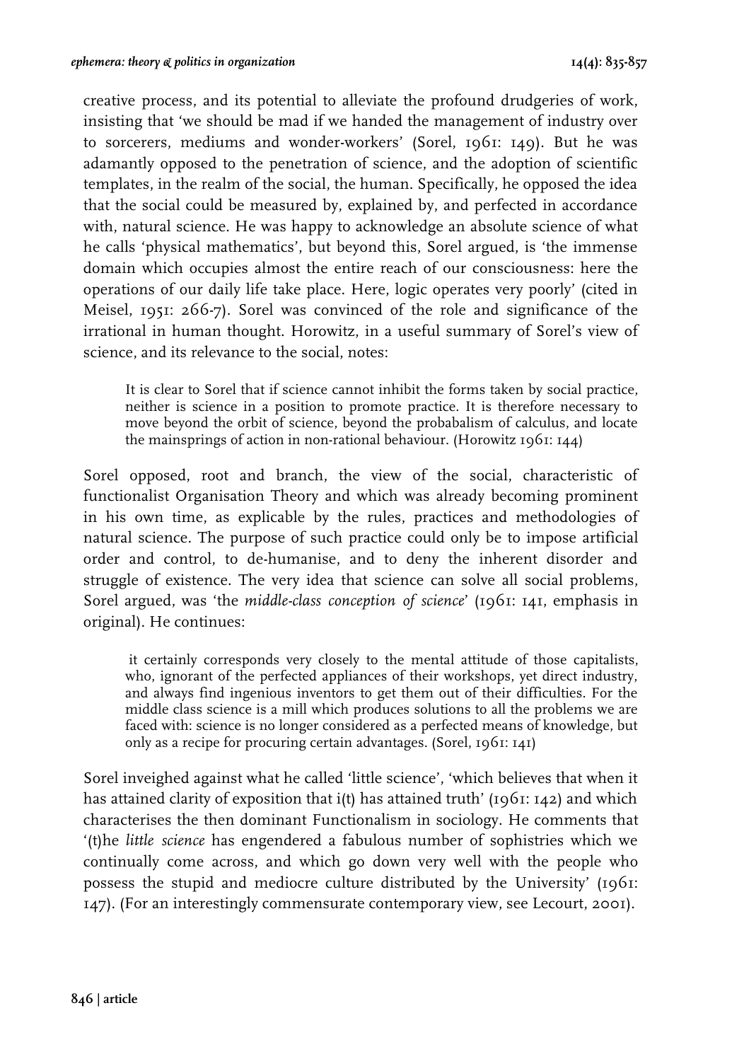creative process, and its potential to alleviate the profound drudgeries of work, insisting that 'we should be mad if we handed the management of industry over to sorcerers, mediums and wonder-workers' (Sorel, 1961: 149). But he was adamantly opposed to the penetration of science, and the adoption of scientific templates, in the realm of the social, the human. Specifically, he opposed the idea that the social could be measured by, explained by, and perfected in accordance with, natural science. He was happy to acknowledge an absolute science of what he calls 'physical mathematics', but beyond this, Sorel argued, is 'the immense domain which occupies almost the entire reach of our consciousness: here the operations of our daily life take place. Here, logic operates very poorly' (cited in Meisel, 1951: 266-7). Sorel was convinced of the role and significance of the irrational in human thought. Horowitz, in a useful summary of Sorel's view of science, and its relevance to the social, notes:

> It is clear to Sorel that if science cannot inhibit the forms taken by social practice, neither is science in a position to promote practice. It is therefore necessary to move beyond the orbit of science, beyond the probabalism of calculus, and locate the mainsprings of action in non-rational behaviour. (Horowitz 1961: 144)

Sorel opposed, root and branch, the view of the social, characteristic of functionalist Organisation Theory and which was already becoming prominent in his own time, as explicable by the rules, practices and methodologies of natural science. The purpose of such practice could only be to impose artificial order and control, to de-humanise, and to deny the inherent disorder and struggle of existence. The very idea that science can solve all social problems, Sorel argued, was 'the *middle-class conception of science*' (1961: 141, emphasis in original). He continues:

> it certainly corresponds very closely to the mental attitude of those capitalists, who, ignorant of the perfected appliances of their workshops, yet direct industry, and always find ingenious inventors to get them out of their difficulties. For the middle class science is a mill which produces solutions to all the problems we are faced with: science is no longer considered as a perfected means of knowledge, but only as a recipe for procuring certain advantages. (Sorel, 1961: 141)

Sorel inveighed against what he called 'little science', 'which believes that when it has attained clarity of exposition that i(t) has attained truth' (1961: 142) and which characterises the then dominant Functionalism in sociology. He comments that '(t)he *little science* has engendered a fabulous number of sophistries which we continually come across, and which go down very well with the people who possess the stupid and mediocre culture distributed by the University' (1961: 147). (For an interestingly commensurate contemporary view, see Lecourt, 2001).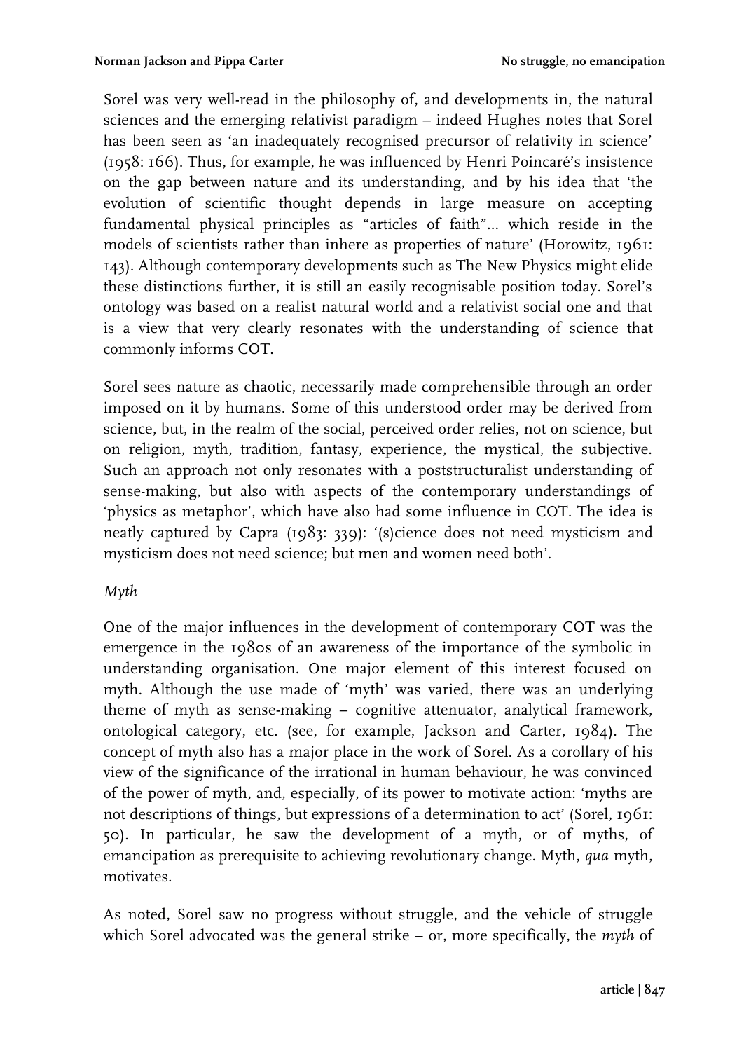Sorel was very well-read in the philosophy of, and developments in, the natural sciences and the emerging relativist paradigm – indeed Hughes notes that Sorel has been seen as 'an inadequately recognised precursor of relativity in science' (1958: 166). Thus, for example, he was influenced by Henri Poincaré's insistence on the gap between nature and its understanding, and by his idea that 'the evolution of scientific thought depends in large measure on accepting fundamental physical principles as "articles of faith"… which reside in the models of scientists rather than inhere as properties of nature' (Horowitz, 1961: 143). Although contemporary developments such as The New Physics might elide these distinctions further, it is still an easily recognisable position today. Sorel's ontology was based on a realist natural world and a relativist social one and that is a view that very clearly resonates with the understanding of science that commonly informs COT.

Sorel sees nature as chaotic, necessarily made comprehensible through an order imposed on it by humans. Some of this understood order may be derived from science, but, in the realm of the social, perceived order relies, not on science, but on religion, myth, tradition, fantasy, experience, the mystical, the subjective. Such an approach not only resonates with a poststructuralist understanding of sense-making, but also with aspects of the contemporary understandings of 'physics as metaphor', which have also had some influence in COT. The idea is neatly captured by Capra (1983: 339): '(s)cience does not need mysticism and mysticism does not need science; but men and women need both'.

*Myth*

One of the major influences in the development of contemporary COT was the emergence in the 1980s of an awareness of the importance of the symbolic in understanding organisation. One major element of this interest focused on myth. Although the use made of 'myth' was varied, there was an underlying theme of myth as sense-making – cognitive attenuator, analytical framework, ontological category, etc. (see, for example, Jackson and Carter, 1984). The concept of myth also has a major place in the work of Sorel. As a corollary of his view of the significance of the irrational in human behaviour, he was convinced of the power of myth, and, especially, of its power to motivate action: 'myths are not descriptions of things, but expressions of a determination to act' (Sorel, 1961: 50). In particular, he saw the development of a myth, or of myths, of emancipation as prerequisite to achieving revolutionary change. Myth, *qua* myth, motivates.

As noted, Sorel saw no progress without struggle, and the vehicle of struggle which Sorel advocated was the general strike – or, more specifically, the *myth* of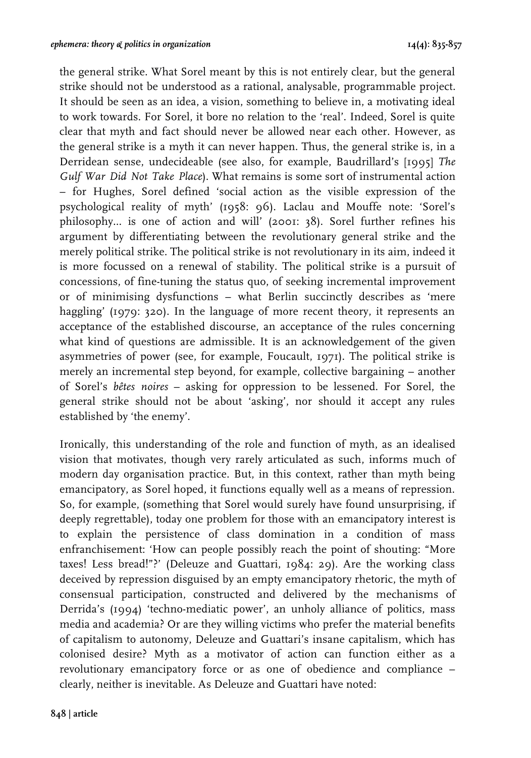the general strike. What Sorel meant by this is not entirely clear, but the general strike should not be understood as a rational, analysable, programmable project. It should be seen as an idea, a vision, something to believe in, a motivating ideal to work towards. For Sorel, it bore no relation to the 'real'. Indeed, Sorel is quite clear that myth and fact should never be allowed near each other. However, as the general strike is a myth it can never happen. Thus, the general strike is, in a Derridean sense, undecideable (see also, for example, Baudrillard's [1995] *The Gulf War Did Not Take Place*). What remains is some sort of instrumental action – for Hughes, Sorel defined 'social action as the visible expression of the psychological reality of myth' (1958: 96). Laclau and Mouffe note: 'Sorel's philosophy... is one of action and will' (2001: 38). Sorel further refines his argument by differentiating between the revolutionary general strike and the merely political strike. The political strike is not revolutionary in its aim, indeed it is more focussed on a renewal of stability. The political strike is a pursuit of concessions, of fine-tuning the status quo, of seeking incremental improvement or of minimising dysfunctions – what Berlin succinctly describes as 'mere haggling' (1979: 320). In the language of more recent theory, it represents an acceptance of the established discourse, an acceptance of the rules concerning what kind of questions are admissible. It is an acknowledgement of the given asymmetries of power (see, for example, Foucault, 1971). The political strike is merely an incremental step beyond, for example, collective bargaining – another of Sorel's *bêtes noires* – asking for oppression to be lessened. For Sorel, the general strike should not be about 'asking', nor should it accept any rules established by 'the enemy'.

Ironically, this understanding of the role and function of myth, as an idealised vision that motivates, though very rarely articulated as such, informs much of modern day organisation practice. But, in this context, rather than myth being emancipatory, as Sorel hoped, it functions equally well as a means of repression. So, for example, (something that Sorel would surely have found unsurprising, if deeply regrettable), today one problem for those with an emancipatory interest is to explain the persistence of class domination in a condition of mass enfranchisement: 'How can people possibly reach the point of shouting: "More taxes! Less bread!"?' (Deleuze and Guattari, 1984: 29). Are the working class deceived by repression disguised by an empty emancipatory rhetoric, the myth of consensual participation, constructed and delivered by the mechanisms of Derrida's (1994) 'techno-mediatic power', an unholy alliance of politics, mass media and academia? Or are they willing victims who prefer the material benefits of capitalism to autonomy, Deleuze and Guattari's insane capitalism, which has colonised desire? Myth as a motivator of action can function either as a revolutionary emancipatory force or as one of obedience and compliance – clearly, neither is inevitable. As Deleuze and Guattari have noted: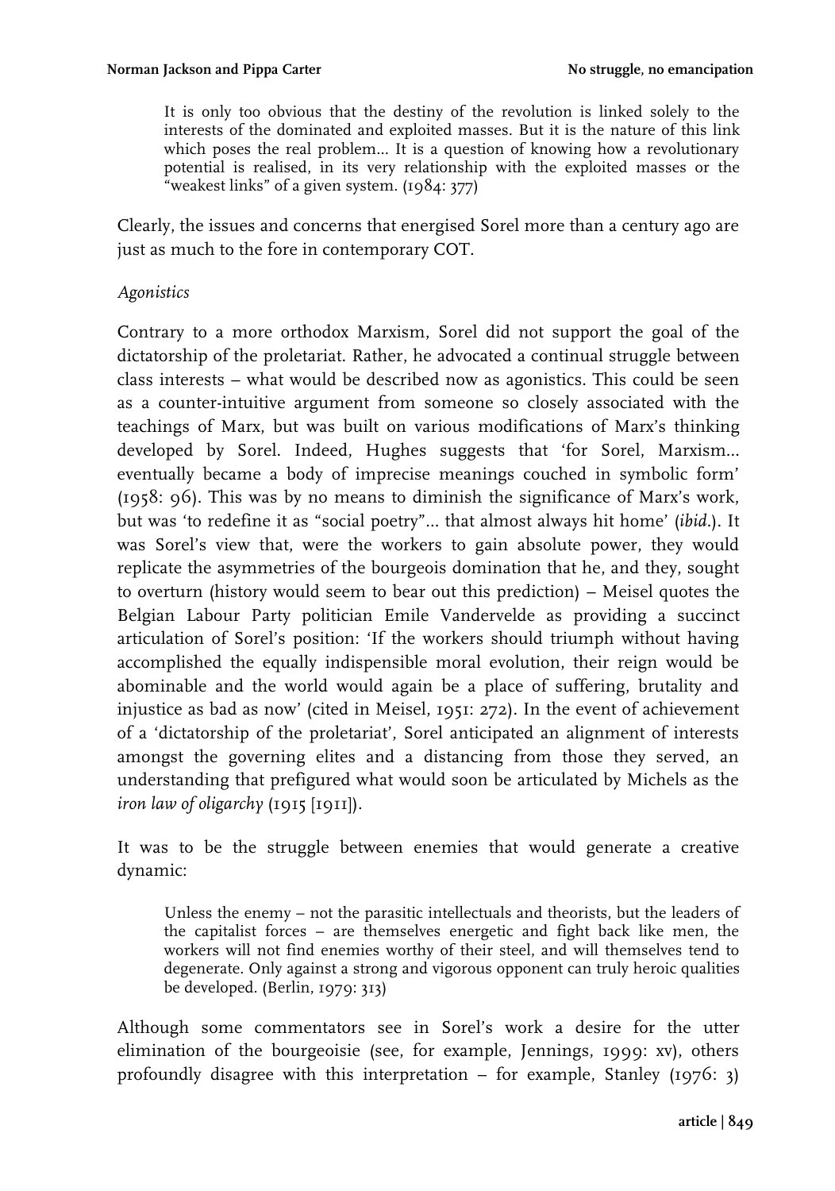> It is only too obvious that the destiny of the revolution is linked solely to the interests of the dominated and exploited masses. But it is the nature of this link which poses the real problem... It is a question of knowing how a revolutionary potential is realised, in its very relationship with the exploited masses or the "weakest links" of a given system. (1984: 377)

Clearly, the issues and concerns that energised Sorel more than a century ago are just as much to the fore in contemporary COT.

*Agonistics*

Contrary to a more orthodox Marxism, Sorel did not support the goal of the dictatorship of the proletariat. Rather, he advocated a continual struggle between class interests – what would be described now as agonistics. This could be seen as a counter-intuitive argument from someone so closely associated with the teachings of Marx, but was built on various modifications of Marx's thinking developed by Sorel. Indeed, Hughes suggests that 'for Sorel, Marxism... eventually became a body of imprecise meanings couched in symbolic form' (1958: 96). This was by no means to diminish the significance of Marx's work, but was 'to redefine it as "social poetry"... that almost always hit home' (*ibid.*). It was Sorel's view that, were the workers to gain absolute power, they would replicate the asymmetries of the bourgeois domination that he, and they, sought to overturn (history would seem to bear out this prediction) – Meisel quotes the Belgian Labour Party politician Emile Vandervelde as providing a succinct articulation of Sorel's position: 'If the workers should triumph without having accomplished the equally indispensible moral evolution, their reign would be abominable and the world would again be a place of suffering, brutality and injustice as bad as now' (cited in Meisel, 1951: 272). In the event of achievement of a 'dictatorship of the proletariat', Sorel anticipated an alignment of interests amongst the governing elites and a distancing from those they served, an understanding that prefigured what would soon be articulated by Michels as the *iron law of oligarchy* (1915 [1911]).

It was to be the struggle between enemies that would generate a creative dynamic:

> Unless the enemy – not the parasitic intellectuals and theorists, but the leaders of the capitalist forces – are themselves energetic and fight back like men, the workers will not find enemies worthy of their steel, and will themselves tend to degenerate. Only against a strong and vigorous opponent can truly heroic qualities be developed. (Berlin, 1979: 313)

Although some commentators see in Sorel's work a desire for the utter elimination of the bourgeoisie (see, for example, Jennings, 1999: xv), others profoundly disagree with this interpretation – for example, Stanley (1976: 3)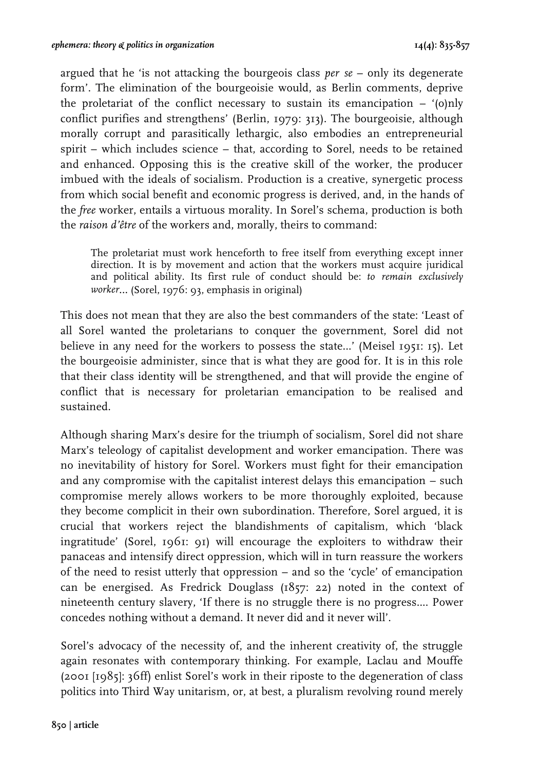argued that he 'is not attacking the bourgeois class *per se* – only its degenerate form'. The elimination of the bourgeoisie would, as Berlin comments, deprive the proletariat of the conflict necessary to sustain its emancipation – '(o)nly conflict purifies and strengthens' (Berlin, 1979: 313). The bourgeoisie, although morally corrupt and parasitically lethargic, also embodies an entrepreneurial spirit – which includes science – that, according to Sorel, needs to be retained and enhanced. Opposing this is the creative skill of the worker, the producer imbued with the ideals of socialism. Production is a creative, synergetic process from which social benefit and economic progress is derived, and, in the hands of the *free* worker, entails a virtuous morality. In Sorel's schema, production is both the *raison d'être* of the workers and, morally, theirs to command:

> The proletariat must work henceforth to free itself from everything except inner direction. It is by movement and action that the workers must acquire juridical and political ability. Its first rule of conduct should be: *to remain exclusively worker*... (Sorel, 1976: 93, emphasis in original)

This does not mean that they are also the best commanders of the state: 'Least of all Sorel wanted the proletarians to conquer the government, Sorel did not believe in any need for the workers to possess the state...' (Meisel 1951: 15). Let the bourgeoisie administer, since that is what they are good for. It is in this role that their class identity will be strengthened, and that will provide the engine of conflict that is necessary for proletarian emancipation to be realised and sustained.

Although sharing Marx's desire for the triumph of socialism, Sorel did not share Marx's teleology of capitalist development and worker emancipation. There was no inevitability of history for Sorel. Workers must fight for their emancipation and any compromise with the capitalist interest delays this emancipation – such compromise merely allows workers to be more thoroughly exploited, because they become complicit in their own subordination. Therefore, Sorel argued, it is crucial that workers reject the blandishments of capitalism, which 'black ingratitude' (Sorel, 1961: 91) will encourage the exploiters to withdraw their panaceas and intensify direct oppression, which will in turn reassure the workers of the need to resist utterly that oppression – and so the 'cycle' of emancipation can be energised. As Fredrick Douglass (1857: 22) noted in the context of nineteenth century slavery, 'If there is no struggle there is no progress.... Power concedes nothing without a demand. It never did and it never will'.

Sorel's advocacy of the necessity of, and the inherent creativity of, the struggle again resonates with contemporary thinking. For example, Laclau and Mouffe (2001 [1985]: 36ff) enlist Sorel's work in their riposte to the degeneration of class politics into Third Way unitarism, or, at best, a pluralism revolving round merely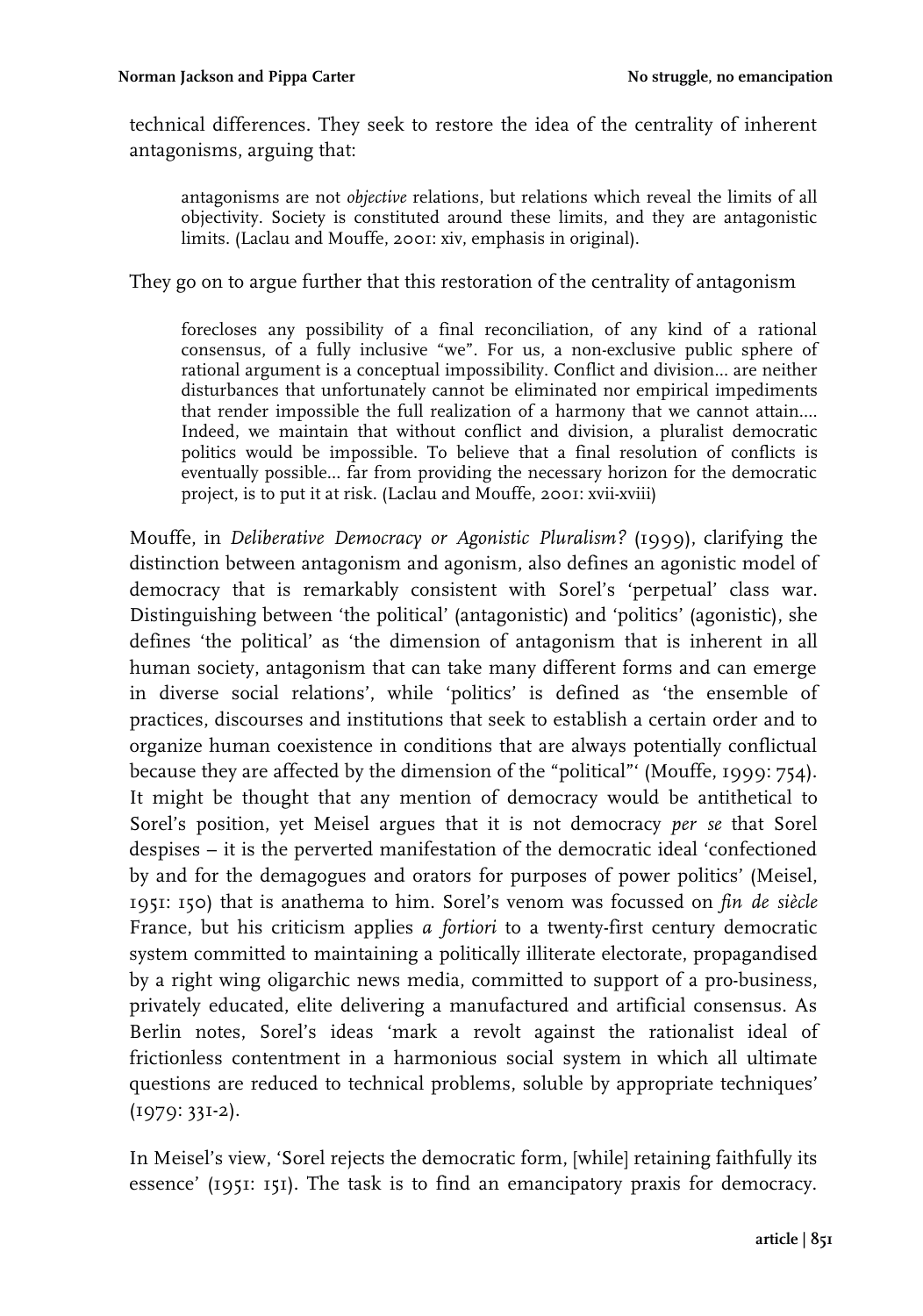technical differences. They seek to restore the idea of the centrality of inherent antagonisms, arguing that:

> antagonisms are not *objective* relations, but relations which reveal the limits of all objectivity. Society is constituted around these limits, and they are antagonistic limits. (Laclau and Mouffe, 2001: xiv, emphasis in original).

They go on to argue further that this restoration of the centrality of antagonism

> forecloses any possibility of a final reconciliation, of any kind of a rational consensus, of a fully inclusive "we". For us, a non-exclusive public sphere of rational argument is a conceptual impossibility. Conflict and division... are neither disturbances that unfortunately cannot be eliminated nor empirical impediments that render impossible the full realization of a harmony that we cannot attain.... Indeed, we maintain that without conflict and division, a pluralist democratic politics would be impossible. To believe that a final resolution of conflicts is eventually possible... far from providing the necessary horizon for the democratic project, is to put it at risk. (Laclau and Mouffe, 2001: xvii-xviii)

Mouffe, in *Deliberative Democracy or Agonistic Pluralism?* (1999), clarifying the distinction between antagonism and agonism, also defines an agonistic model of democracy that is remarkably consistent with Sorel's 'perpetual' class war. Distinguishing between 'the political' (antagonistic) and 'politics' (agonistic), she defines 'the political' as 'the dimension of antagonism that is inherent in all human society, antagonism that can take many different forms and can emerge in diverse social relations', while 'politics' is defined as 'the ensemble of practices, discourses and institutions that seek to establish a certain order and to organize human coexistence in conditions that are always potentially conflictual because they are affected by the dimension of the "political"' (Mouffe, 1999: 754). It might be thought that any mention of democracy would be antithetical to Sorel's position, yet Meisel argues that it is not democracy *per se* that Sorel despises – it is the perverted manifestation of the democratic ideal 'confectioned by and for the demagogues and orators for purposes of power politics' (Meisel, 1951: 150) that is anathema to him. Sorel's venom was focussed on *fin de siècle* France, but his criticism applies *a fortiori* to a twenty-first century democratic system committed to maintaining a politically illiterate electorate, propagandised by a right wing oligarchic news media, committed to support of a pro-business, privately educated, elite delivering a manufactured and artificial consensus. As Berlin notes, Sorel's ideas 'mark a revolt against the rationalist ideal of frictionless contentment in a harmonious social system in which all ultimate questions are reduced to technical problems, soluble by appropriate techniques' (1979: 331-2).

In Meisel's view, 'Sorel rejects the democratic form, [while] retaining faithfully its essence' (1951: 151). The task is to find an emancipatory praxis for democracy.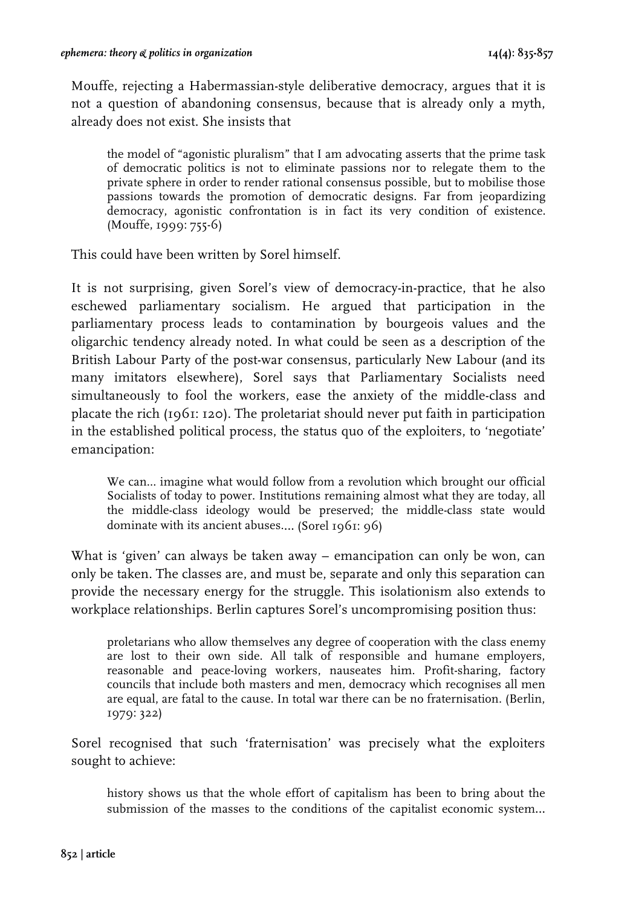Mouffe, rejecting a Habermassian-style deliberative democracy, argues that it is not a question of abandoning consensus, because that is already only a myth, already does not exist. She insists that

> the model of "agonistic pluralism" that I am advocating asserts that the prime task of democratic politics is not to eliminate passions nor to relegate them to the private sphere in order to render rational consensus possible, but to mobilise those passions towards the promotion of democratic designs. Far from jeopardizing democracy, agonistic confrontation is in fact its very condition of existence. (Mouffe, 1999: 755-6)

This could have been written by Sorel himself.

It is not surprising, given Sorel's view of democracy-in-practice, that he also eschewed parliamentary socialism. He argued that participation in the parliamentary process leads to contamination by bourgeois values and the oligarchic tendency already noted. In what could be seen as a description of the British Labour Party of the post-war consensus, particularly New Labour (and its many imitators elsewhere), Sorel says that Parliamentary Socialists need simultaneously to fool the workers, ease the anxiety of the middle-class and placate the rich (1961: 120). The proletariat should never put faith in participation in the established political process, the status quo of the exploiters, to 'negotiate' emancipation:

> We can... imagine what would follow from a revolution which brought our official Socialists of today to power. Institutions remaining almost what they are today, all the middle-class ideology would be preserved; the middle-class state would dominate with its ancient abuses.... (Sorel 1961: 96)

What is 'given' can always be taken away – emancipation can only be won, can only be taken. The classes are, and must be, separate and only this separation can provide the necessary energy for the struggle. This isolationism also extends to workplace relationships. Berlin captures Sorel's uncompromising position thus:

> proletarians who allow themselves any degree of cooperation with the class enemy are lost to their own side. All talk of responsible and humane employers, reasonable and peace-loving workers, nauseates him. Profit-sharing, factory councils that include both masters and men, democracy which recognises all men are equal, are fatal to the cause. In total war there can be no fraternisation. (Berlin, 1979: 322)

Sorel recognised that such 'fraternisation' was precisely what the exploiters sought to achieve:

> history shows us that the whole effort of capitalism has been to bring about the submission of the masses to the conditions of the capitalist economic system...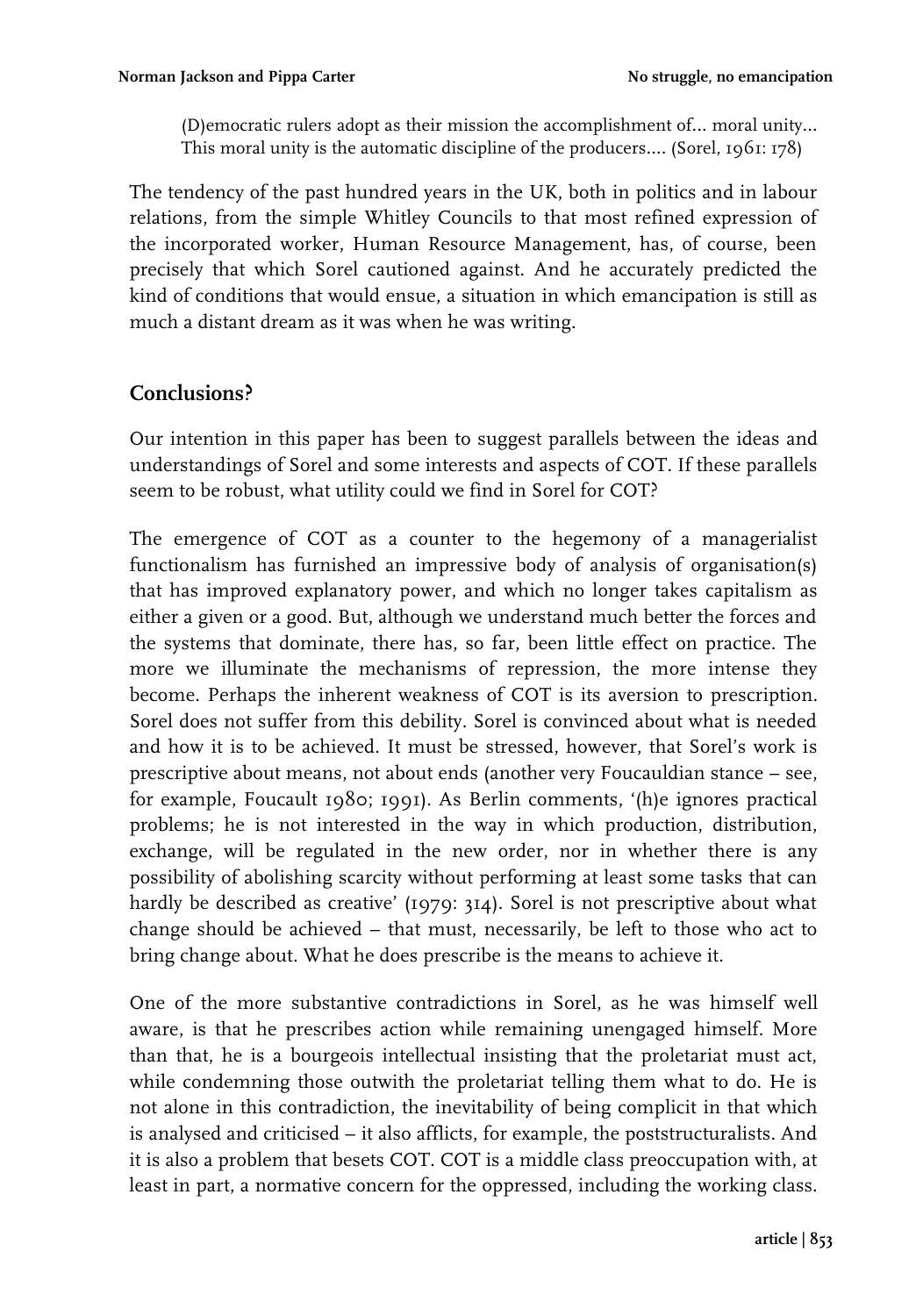> (D)emocratic rulers adopt as their mission the accomplishment of... moral unity... This moral unity is the automatic discipline of the producers.... (Sorel, 1961: 178)

The tendency of the past hundred years in the UK, both in politics and in labour relations, from the simple Whitley Councils to that most refined expression of the incorporated worker, Human Resource Management, has, of course, been precisely that which Sorel cautioned against. And he accurately predicted the kind of conditions that would ensue, a situation in which emancipation is still as much a distant dream as it was when he was writing.

## Conclusions?

Our intention in this paper has been to suggest parallels between the ideas and understandings of Sorel and some interests and aspects of COT. If these parallels seem to be robust, what utility could we find in Sorel for COT?

The emergence of COT as a counter to the hegemony of a managerialist functionalism has furnished an impressive body of analysis of organisation(s) that has improved explanatory power, and which no longer takes capitalism as either a given or a good. But, although we understand much better the forces and the systems that dominate, there has, so far, been little effect on practice. The more we illuminate the mechanisms of repression, the more intense they become. Perhaps the inherent weakness of COT is its aversion to prescription. Sorel does not suffer from this debility. Sorel is convinced about what is needed and how it is to be achieved. It must be stressed, however, that Sorel's work is prescriptive about means, not about ends (another very Foucauldian stance – see, for example, Foucault 1980; 1991). As Berlin comments, '(h)e ignores practical problems; he is not interested in the way in which production, distribution, exchange, will be regulated in the new order, nor in whether there is any possibility of abolishing scarcity without performing at least some tasks that can hardly be described as creative' (1979: 314). Sorel is not prescriptive about what change should be achieved – that must, necessarily, be left to those who act to bring change about. What he does prescribe is the means to achieve it.

One of the more substantive contradictions in Sorel, as he was himself well aware, is that he prescribes action while remaining unengaged himself. More than that, he is a bourgeois intellectual insisting that the proletariat must act, while condemning those outwith the proletariat telling them what to do. He is not alone in this contradiction, the inevitability of being complicit in that which is analysed and criticised – it also afflicts, for example, the poststructuralists. And it is also a problem that besets COT. COT is a middle class preoccupation with, at least in part, a normative concern for the oppressed, including the working class.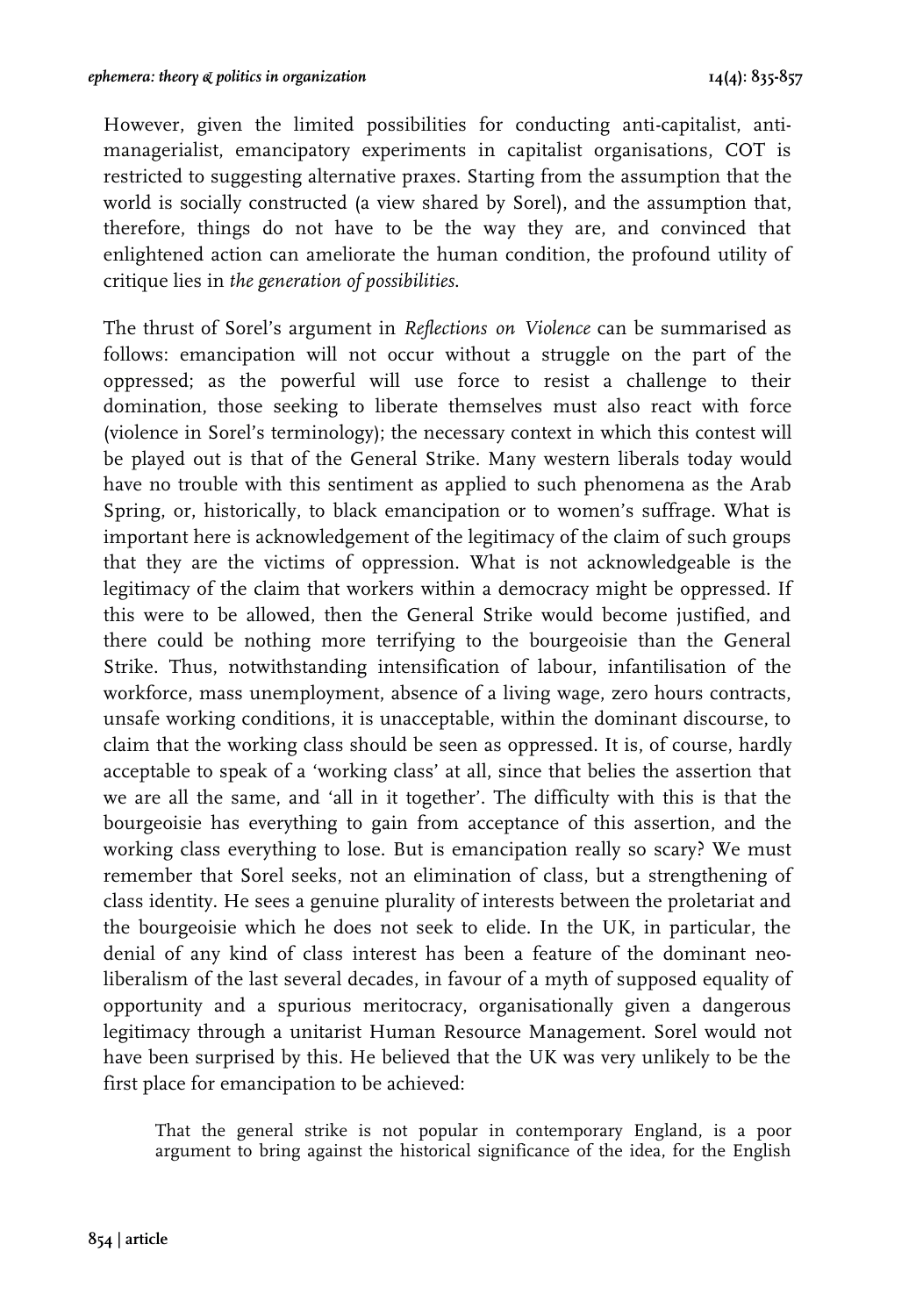However, given the limited possibilities for conducting anti-capitalist, anti-managerialist, emancipatory experiments in capitalist organisations, COT is restricted to suggesting alternative praxes. Starting from the assumption that the world is socially constructed (a view shared by Sorel), and the assumption that, therefore, things do not have to be the way they are, and convinced that enlightened action can ameliorate the human condition, the profound utility of critique lies in *the generation of possibilities*.

The thrust of Sorel's argument in *Reflections on Violence* can be summarised as follows: emancipation will not occur without a struggle on the part of the oppressed; as the powerful will use force to resist a challenge to their domination, those seeking to liberate themselves must also react with force (violence in Sorel's terminology); the necessary context in which this contest will be played out is that of the General Strike. Many western liberals today would have no trouble with this sentiment as applied to such phenomena as the Arab Spring, or, historically, to black emancipation or to women's suffrage. What is important here is acknowledgement of the legitimacy of the claim of such groups that they are the victims of oppression. What is not acknowledgeable is the legitimacy of the claim that workers within a democracy might be oppressed. If this were to be allowed, then the General Strike would become justified, and there could be nothing more terrifying to the bourgeoisie than the General Strike. Thus, notwithstanding intensification of labour, infantilisation of the workforce, mass unemployment, absence of a living wage, zero hours contracts, unsafe working conditions, it is unacceptable, within the dominant discourse, to claim that the working class should be seen as oppressed. It is, of course, hardly acceptable to speak of a 'working class' at all, since that belies the assertion that we are all the same, and 'all in it together'. The difficulty with this is that the bourgeoisie has everything to gain from acceptance of this assertion, and the working class everything to lose. But is emancipation really so scary? We must remember that Sorel seeks, not an elimination of class, but a strengthening of class identity. He sees a genuine plurality of interests between the proletariat and the bourgeoisie which he does not seek to elide. In the UK, in particular, the denial of any kind of class interest has been a feature of the dominant neo-liberalism of the last several decades, in favour of a myth of supposed equality of opportunity and a spurious meritocracy, organisationally given a dangerous legitimacy through a unitarist Human Resource Management. Sorel would not have been surprised by this. He believed that the UK was very unlikely to be the first place for emancipation to be achieved:

> That the general strike is not popular in contemporary England, is a poor argument to bring against the historical significance of the idea, for the English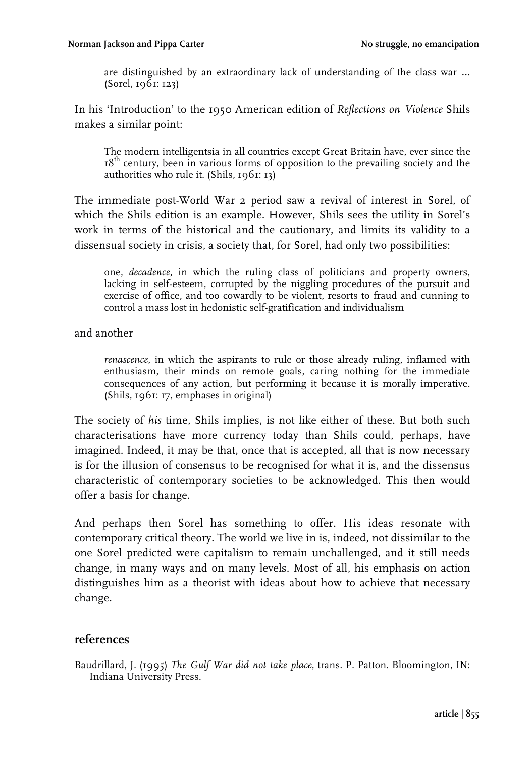> are distinguished by an extraordinary lack of understanding of the class war ... (Sorel, 1961: 123)

In his 'Introduction' to the 1950 American edition of *Reflections on Violence* Shils makes a similar point:

> The modern intelligentsia in all countries except Great Britain have, ever since the 18th century, been in various forms of opposition to the prevailing society and the authorities who rule it. (Shils, 1961: 13)

The immediate post-World War 2 period saw a revival of interest in Sorel, of which the Shils edition is an example. However, Shils sees the utility in Sorel's work in terms of the historical and the cautionary, and limits its validity to a dissensual society in crisis, a society that, for Sorel, had only two possibilities:

> one, *decadence*, in which the ruling class of politicians and property owners, lacking in self-esteem, corrupted by the niggling procedures of the pursuit and exercise of office, and too cowardly to be violent, resorts to fraud and cunning to control a mass lost in hedonistic self-gratification and individualism

and another

> *renascence*, in which the aspirants to rule or those already ruling, inflamed with enthusiasm, their minds on remote goals, caring nothing for the immediate consequences of any action, but performing it because it is morally imperative. (Shils, 1961: 17, emphases in original)

The society of *his* time, Shils implies, is not like either of these. But both such characterisations have more currency today than Shils could, perhaps, have imagined. Indeed, it may be that, once that is accepted, all that is now necessary is for the illusion of consensus to be recognised for what it is, and the dissensus characteristic of contemporary societies to be acknowledged. This then would offer a basis for change.

And perhaps then Sorel has something to offer. His ideas resonate with contemporary critical theory. The world we live in is, indeed, not dissimilar to the one Sorel predicted were capitalism to remain unchallenged, and it still needs change, in many ways and on many levels. Most of all, his emphasis on action distinguishes him as a theorist with ideas about how to achieve that necessary change.

## references

Baudrillard, J. (1995) *The Gulf War did not take place*, trans. P. Patton. Bloomington, IN: Indiana University Press.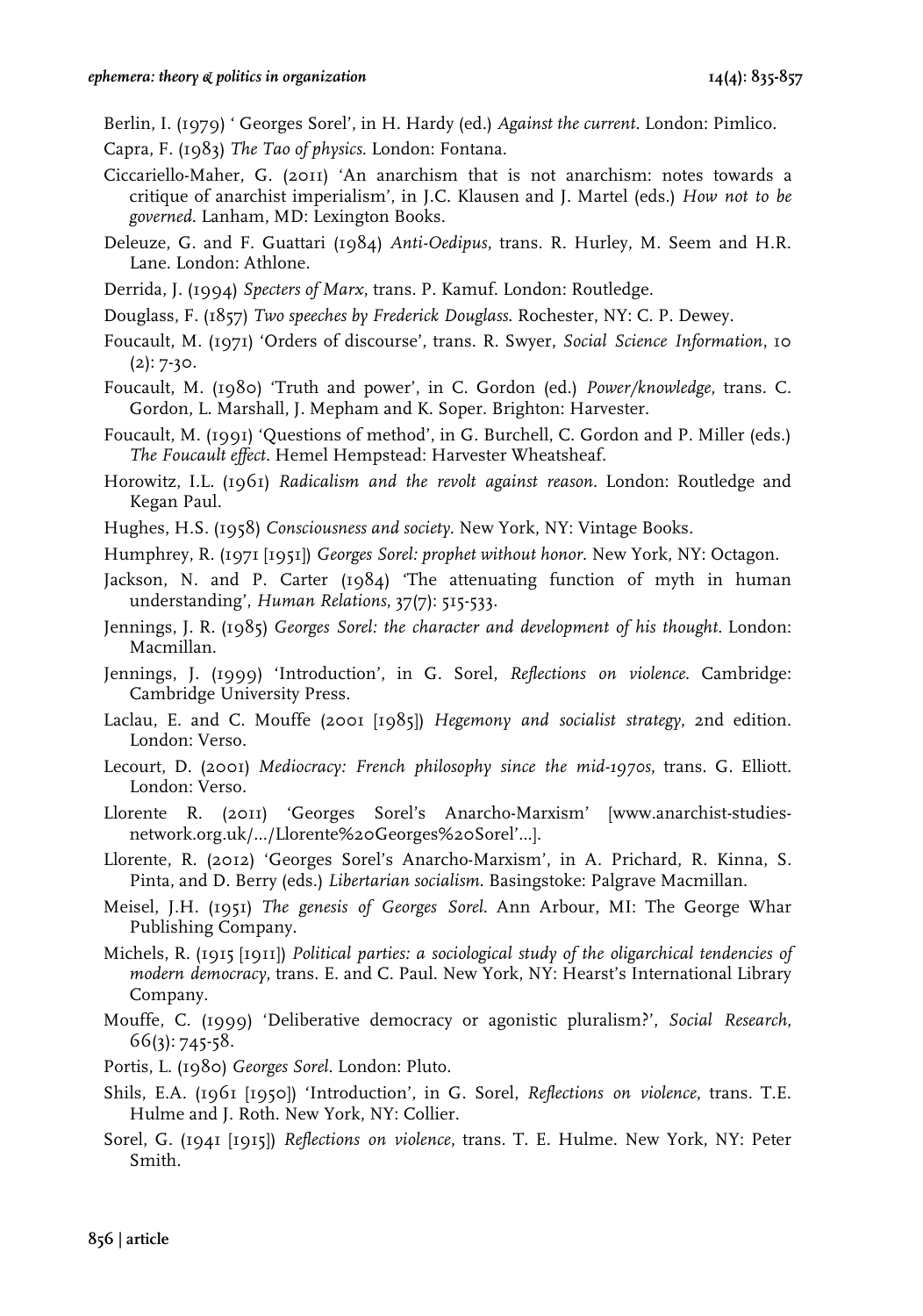Berlin, I. (1979) ' Georges Sorel', in H. Hardy (ed.) *Against the current*. London: Pimlico.

Capra, F. (1983) *The Tao of physics*. London: Fontana.

Ciccariello-Maher, G. (2011) 'An anarchism that is not anarchism: notes towards a critique of anarchist imperialism', in J.C. Klausen and J. Martel (eds.) *How not to be governed*. Lanham, MD: Lexington Books.

Deleuze, G. and F. Guattari (1984) *Anti-Oedipus*, trans. R. Hurley, M. Seem and H.R. Lane. London: Athlone.

Derrida, J. (1994) *Specters of Marx*, trans. P. Kamuf. London: Routledge.

Douglass, F. (1857) *Two speeches by Frederick Douglass*. Rochester, NY: C. P. Dewey.

Foucault, M. (1971) 'Orders of discourse', trans. R. Swyer, *Social Science Information*, 10 (2): 7-30.

Foucault, M. (1980) 'Truth and power', in C. Gordon (ed.) *Power/knowledge*, trans. C. Gordon, L. Marshall, J. Mepham and K. Soper. Brighton: Harvester.

Foucault, M. (1991) 'Questions of method', in G. Burchell, C. Gordon and P. Miller (eds.) *The Foucault effect*. Hemel Hempstead: Harvester Wheatsheaf.

Horowitz, I.L. (1961) *Radicalism and the revolt against reason*. London: Routledge and Kegan Paul.

Hughes, H.S. (1958) *Consciousness and society*. New York, NY: Vintage Books.

Humphrey, R. (1971 [1951]) *Georges Sorel: prophet without honor*. New York, NY: Octagon.

Jackson, N. and P. Carter (1984) 'The attenuating function of myth in human understanding', *Human Relations*, 37(7): 515-533.

Jennings, J. R. (1985) *Georges Sorel: the character and development of his thought*. London: Macmillan.

Jennings, J. (1999) 'Introduction', in G. Sorel, *Reflections on violence*. Cambridge: Cambridge University Press.

Laclau, E. and C. Mouffe (2001 [1985]) *Hegemony and socialist strategy*, 2nd edition. London: Verso.

Lecourt, D. (2001) *Mediocracy: French philosophy since the mid-1970s*, trans. G. Elliott. London: Verso.

Llorente R. (2011) 'Georges Sorel's Anarcho-Marxism' [www.anarchist-studies-network.org.uk/.../Llorente%20Georges%20Sorel'...].

Llorente, R. (2012) 'Georges Sorel's Anarcho-Marxism', in A. Prichard, R. Kinna, S. Pinta, and D. Berry (eds.) *Libertarian socialism*. Basingstoke: Palgrave Macmillan.

Meisel, J.H. (1951) *The genesis of Georges Sorel*. Ann Arbour, MI: The George Whar Publishing Company.

Michels, R. (1915 [1911]) *Political parties: a sociological study of the oligarchical tendencies of modern democracy*, trans. E. and C. Paul. New York, NY: Hearst's International Library Company.

Mouffe, C. (1999) 'Deliberative democracy or agonistic pluralism?', *Social Research*, 66(3): 745-58.

Portis, L. (1980) *Georges Sorel*. London: Pluto.

Shils, E.A. (1961 [1950]) 'Introduction', in G. Sorel, *Reflections on violence*, trans. T.E. Hulme and J. Roth. New York, NY: Collier.

Sorel, G. (1941 [1915]) *Reflections on violence*, trans. T. E. Hulme. New York, NY: Peter Smith.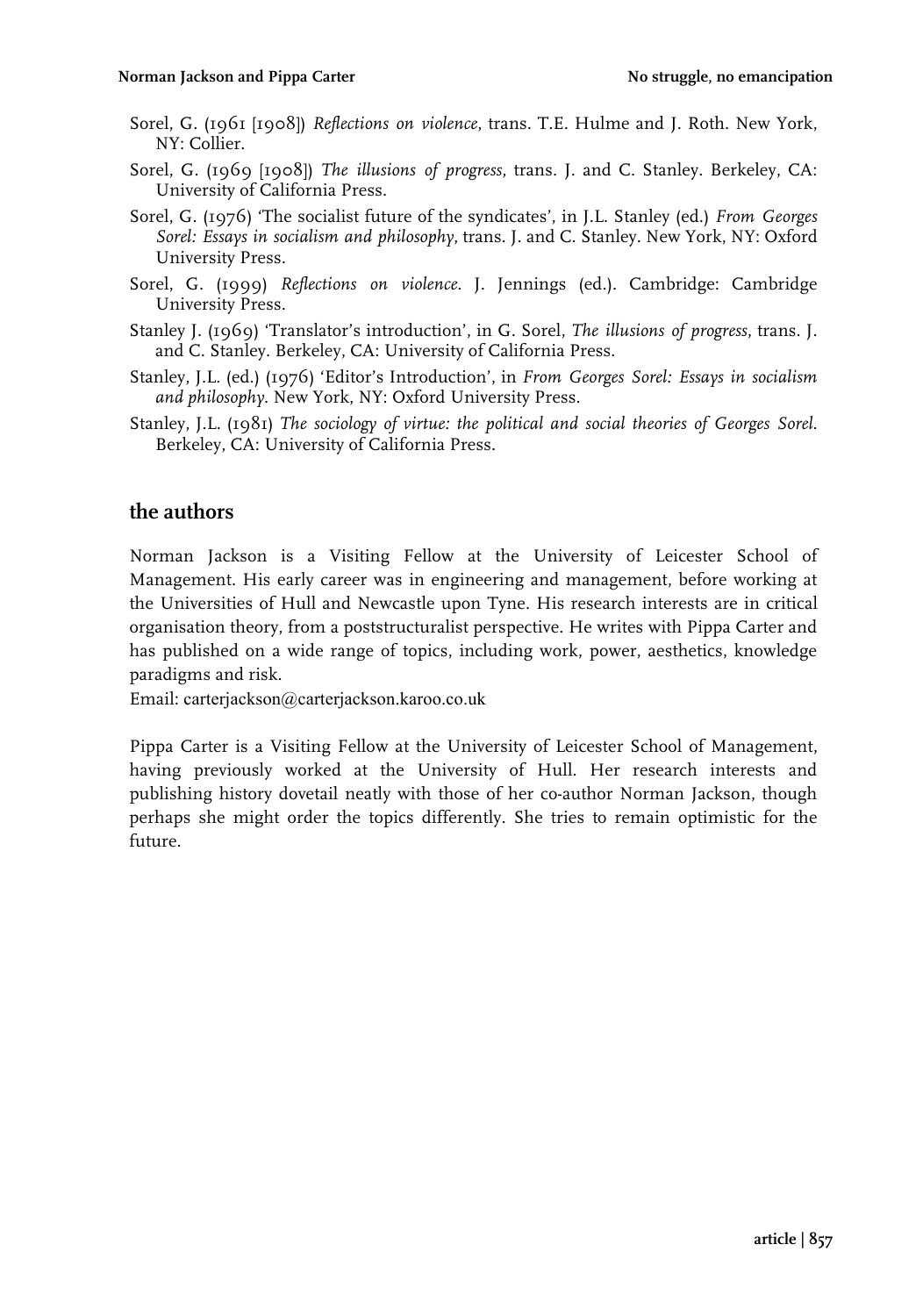Sorel, G. (1961 [1908]) *Reflections on violence*, trans. T.E. Hulme and J. Roth. New York, NY: Collier.

Sorel, G. (1969 [1908]) *The illusions of progress*, trans. J. and C. Stanley. Berkeley, CA: University of California Press.

Sorel, G. (1976) 'The socialist future of the syndicates', in J.L. Stanley (ed.) *From Georges Sorel: Essays in socialism and philosophy*, trans. J. and C. Stanley. New York, NY: Oxford University Press.

Sorel, G. (1999) *Reflections on violence*. J. Jennings (ed.). Cambridge: Cambridge University Press.

Stanley J. (1969) 'Translator's introduction', in G. Sorel, *The illusions of progress*, trans. J. and C. Stanley. Berkeley, CA: University of California Press.

Stanley, J.L. (ed.) (1976) 'Editor's Introduction', in *From Georges Sorel: Essays in socialism and philosophy*. New York, NY: Oxford University Press.

Stanley, J.L. (1981) *The sociology of virtue: the political and social theories of Georges Sorel*. Berkeley, CA: University of California Press.

## the authors

Norman Jackson is a Visiting Fellow at the University of Leicester School of Management. His early career was in engineering and management, before working at the Universities of Hull and Newcastle upon Tyne. His research interests are in critical organisation theory, from a poststructuralist perspective. He writes with Pippa Carter and has published on a wide range of topics, including work, power, aesthetics, knowledge paradigms and risk.
Email: carterjackson@carterjackson.karoo.co.uk

Pippa Carter is a Visiting Fellow at the University of Leicester School of Management, having previously worked at the University of Hull. Her research interests and publishing history dovetail neatly with those of her co-author Norman Jackson, though perhaps she might order the topics differently. She tries to remain optimistic for the future.